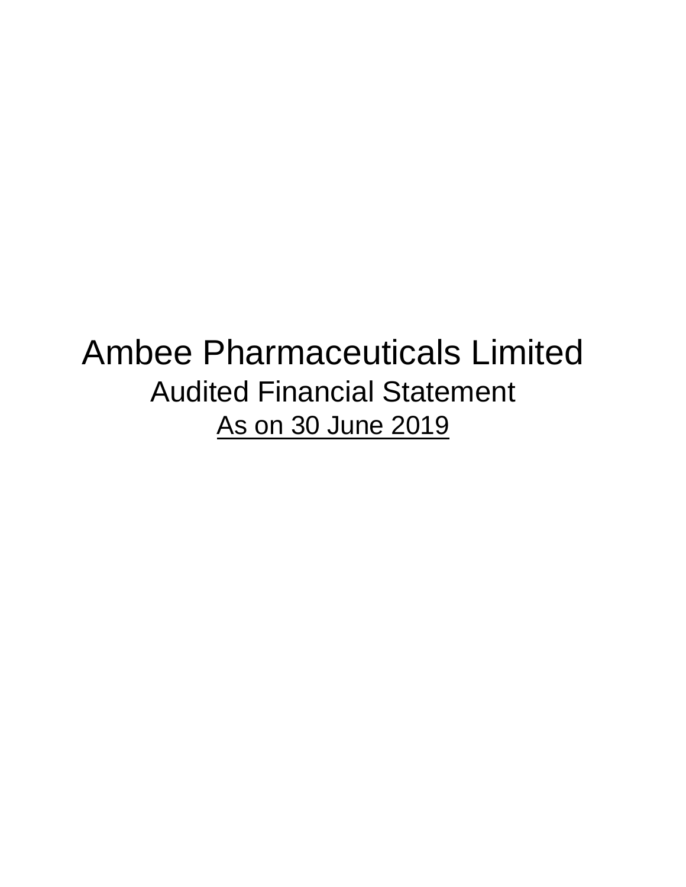# Ambee Pharmaceuticals Limited

## Audited Financial Statement

As on 30 June 2019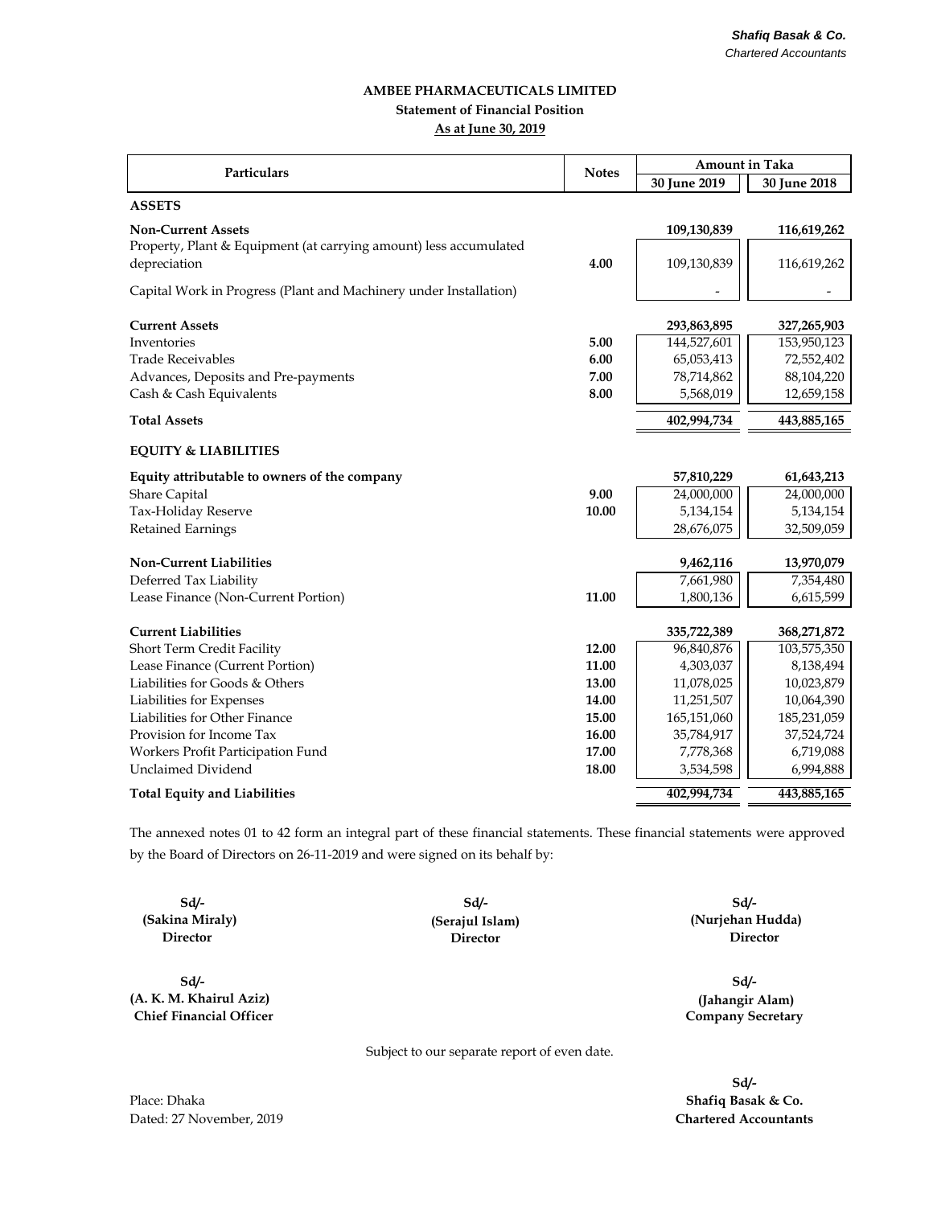*Shafiq Basak & Co.*
*Chartered Accountants*

**AMBEE PHARMACEUTICALS LIMITED**
**Statement of Financial Position**
**As at June 30, 2019**

| Particulars | Notes | Amount in Taka | |
|---|---|---|---|
| | | 30 June 2019 | 30 June 2018 |
| **ASSETS** | | | |
| **Non-Current Assets** | | **109,130,839** | **116,619,262** |
| Property, Plant & Equipment (at carrying amount) less accumulated depreciation | **4.00** | 109,130,839 | 116,619,262 |
| Capital Work in Progress (Plant and Machinery under Installation) | | - | - |
| **Current Assets** | | **293,863,895** | **327,265,903** |
| Inventories | **5.00** | 144,527,601 | 153,950,123 |
| Trade Receivables | **6.00** | 65,053,413 | 72,552,402 |
| Advances, Deposits and Pre-payments | **7.00** | 78,714,862 | 88,104,220 |
| Cash & Cash Equivalents | **8.00** | 5,568,019 | 12,659,158 |
| **Total Assets** | | **402,994,734** | **443,885,165** |
| **EQUITY & LIABILITIES** | | | |
| **Equity attributable to owners of the company** | | **57,810,229** | **61,643,213** |
| Share Capital | **9.00** | 24,000,000 | 24,000,000 |
| Tax-Holiday Reserve | **10.00** | 5,134,154 | 5,134,154 |
| Retained Earnings | | 28,676,075 | 32,509,059 |
| **Non-Current Liabilities** | | **9,462,116** | **13,970,079** |
| Deferred Tax Liability | | 7,661,980 | 7,354,480 |
| Lease Finance (Non-Current Portion) | **11.00** | 1,800,136 | 6,615,599 |
| **Current Liabilities** | | **335,722,389** | **368,271,872** |
| Short Term Credit Facility | **12.00** | 96,840,876 | 103,575,350 |
| Lease Finance (Current Portion) | **11.00** | 4,303,037 | 8,138,494 |
| Liabilities for Goods & Others | **13.00** | 11,078,025 | 10,023,879 |
| Liabilities for Expenses | **14.00** | 11,251,507 | 10,064,390 |
| Liabilities for Other Finance | **15.00** | 165,151,060 | 185,231,059 |
| Provision for Income Tax | **16.00** | 35,784,917 | 37,524,724 |
| Workers Profit Participation Fund | **17.00** | 7,778,368 | 6,719,088 |
| Unclaimed Dividend | **18.00** | 3,534,598 | 6,994,888 |
| **Total Equity and Liabilities** | | **402,994,734** | **443,885,165** |

The annexed notes 01 to 42 form an integral part of these financial statements. These financial statements were approved by the Board of Directors on 26-11-2019 and were signed on its behalf by:

| | | |
|---|---|---|
| **Sd/-** | **Sd/-** | **Sd/-** |
| **(Sakina Miraly)** | **(Serajul Islam)** | **(Nurjehan Hudda)** |
| **Director** | **Director** | **Director** |

| | |
|---|---|
| **Sd/-** | **Sd/-** |
| **(A. K. M. Khairul Aziz)** | **(Jahangir Alam)** |
| **Chief Financial Officer** | **Company Secretary** |

Subject to our separate report of even date.

Place: Dhaka
Dated: 27 November, 2019

**Sd/-**
**Shafiq Basak & Co.**
**Chartered Accountants**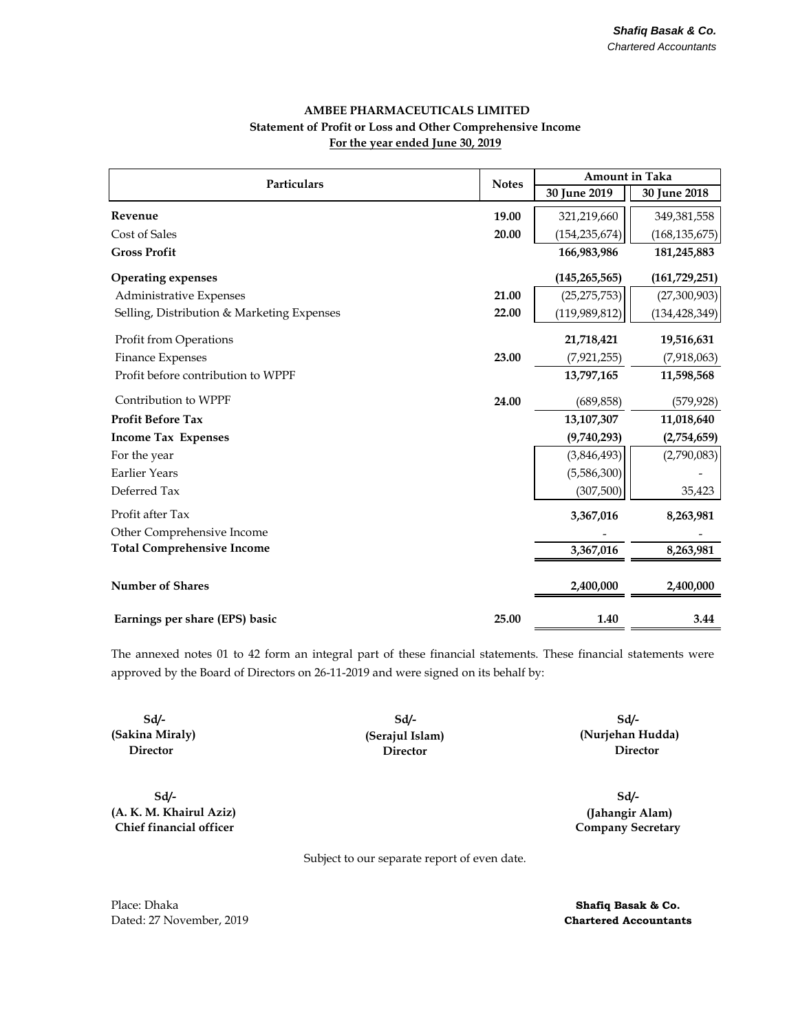*Shafiq Basak & Co.*
*Chartered Accountants*

# AMBEE PHARMACEUTICALS LIMITED

## Statement of Profit or Loss and Other Comprehensive Income

**For the year ended June 30, 2019**

| Particulars | Notes | Amount in Taka | |
|---|---|---|---|
| | | 30 June 2019 | 30 June 2018 |
| **Revenue** | 19.00 | 321,219,660 | 349,381,558 |
| Cost of Sales | 20.00 | (154,235,674) | (168,135,675) |
| **Gross Profit** | | **166,983,986** | **181,245,883** |
| **Operating expenses** | | **(145,265,565)** | **(161,729,251)** |
| Administrative Expenses | 21.00 | (25,275,753) | (27,300,903) |
| Selling, Distribution & Marketing Expenses | 22.00 | (119,989,812) | (134,428,349) |
| Profit from Operations | | **21,718,421** | **19,516,631** |
| Finance Expenses | 23.00 | (7,921,255) | (7,918,063) |
| Profit before contribution to WPPF | | **13,797,165** | **11,598,568** |
| Contribution to WPPF | 24.00 | (689,858) | (579,928) |
| **Profit Before Tax** | | **13,107,307** | **11,018,640** |
| **Income Tax Expenses** | | **(9,740,293)** | **(2,754,659)** |
| For the year | | (3,846,493) | (2,790,083) |
| Earlier Years | | (5,586,300) | - |
| Deferred Tax | | (307,500) | 35,423 |
| Profit after Tax | | **3,367,016** | **8,263,981** |
| Other Comprehensive Income | | - | - |
| **Total Comprehensive Income** | | **3,367,016** | **8,263,981** |
| **Number of Shares** | | **2,400,000** | **2,400,000** |
| **Earnings per share (EPS) basic** | 25.00 | **1.40** | **3.44** |

The annexed notes 01 to 42 form an integral part of these financial statements. These financial statements were approved by the Board of Directors on 26-11-2019 and were signed on its behalf by:

**Sd/-**
**(Sakina Miraly)**
**Director**

**Sd/-**
**(Serajul Islam)**
**Director**

**Sd/-**
**(Nurjehan Hudda)**
**Director**

**Sd/-**
**(A. K. M. Khairul Aziz)**
**Chief financial officer**

**Sd/-**
**(Jahangir Alam)**
**Company Secretary**

Subject to our separate report of even date.

Place: Dhaka
Dated: 27 November, 2019

**Shafiq Basak & Co.**
**Chartered Accountants**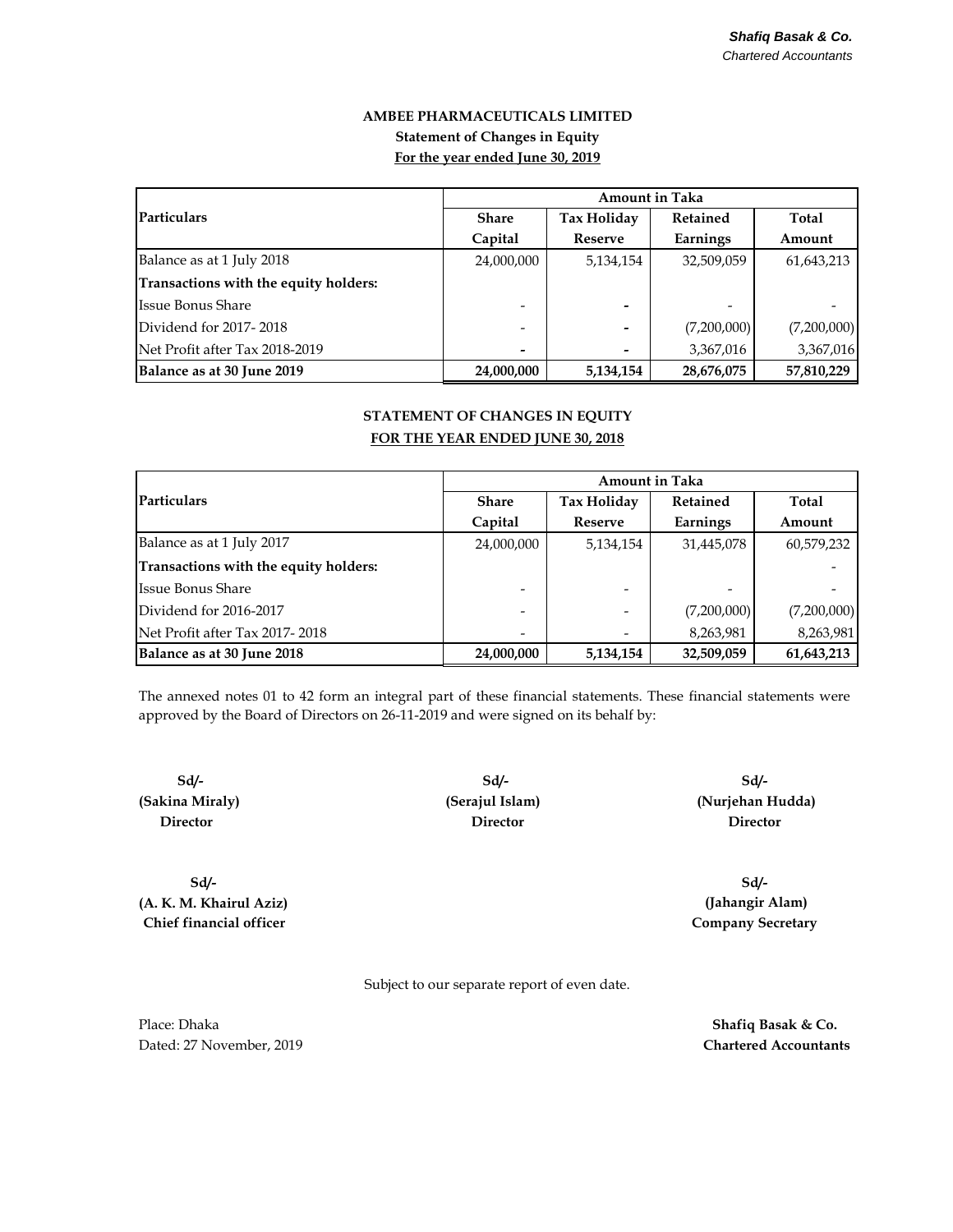*Shafiq Basak & Co.*
*Chartered Accountants*

## AMBEE PHARMACEUTICALS LIMITED
### Statement of Changes in Equity
### For the year ended June 30, 2019

| Particulars | Amount in Taka | | | |
|---|---|---|---|---|
| | Share Capital | Tax Holiday Reserve | Retained Earnings | Total Amount |
| Balance as at 1 July 2018 | 24,000,000 | 5,134,154 | 32,509,059 | 61,643,213 |
| **Transactions with the equity holders:** | | | | |
| Issue Bonus Share | - | - | - | - |
| Dividend for 2017- 2018 | - | - | (7,200,000) | (7,200,000) |
| Net Profit after Tax 2018-2019 | - | - | 3,367,016 | 3,367,016 |
| **Balance as at 30 June 2019** | **24,000,000** | **5,134,154** | **28,676,075** | **57,810,229** |

### STATEMENT OF CHANGES IN EQUITY
### FOR THE YEAR ENDED JUNE 30, 2018

| Particulars | Amount in Taka | | | |
|---|---|---|---|---|
| | Share Capital | Tax Holiday Reserve | Retained Earnings | Total Amount |
| Balance as at 1 July 2017 | 24,000,000 | 5,134,154 | 31,445,078 | 60,579,232 |
| **Transactions with the equity holders:** | | | | - |
| Issue Bonus Share | - | - | - | - |
| Dividend for 2016-2017 | - | - | (7,200,000) | (7,200,000) |
| Net Profit after Tax 2017- 2018 | - | - | 8,263,981 | 8,263,981 |
| **Balance as at 30 June 2018** | **24,000,000** | **5,134,154** | **32,509,059** | **61,643,213** |

The annexed notes 01 to 42 form an integral part of these financial statements. These financial statements were approved by the Board of Directors on 26-11-2019 and were signed on its behalf by:

| Sd/- | Sd/- | Sd/- |
|---|---|---|
| **(Sakina Miraly)** | **(Serajul Islam)** | **(Nurjehan Hudda)** |
| **Director** | **Director** | **Director** |

| Sd/- | Sd/- |
|---|---|
| **(A. K. M. Khairul Aziz)** | **(Jahangir Alam)** |
| **Chief financial officer** | **Company Secretary** |

Subject to our separate report of even date.

Place: Dhaka
Dated: 27 November, 2019

**Shafiq Basak & Co.**
**Chartered Accountants**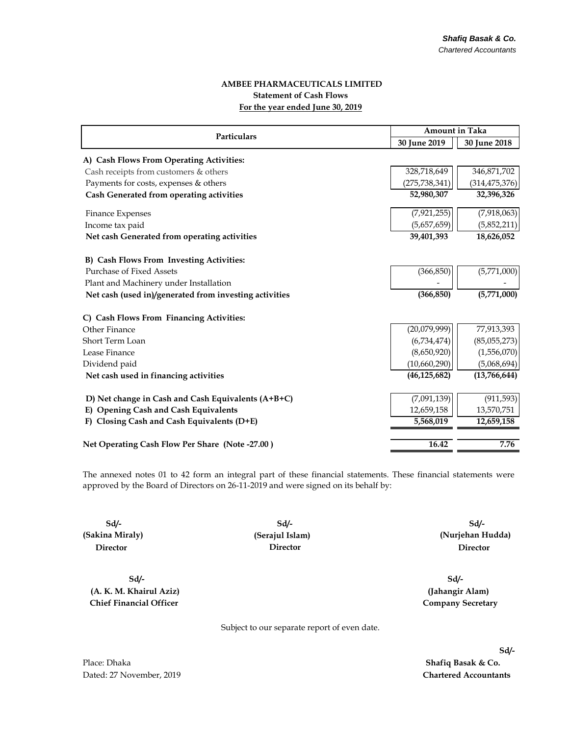*Shafiq Basak & Co.*
*Chartered Accountants*

**AMBEE PHARMACEUTICALS LIMITED**
**Statement of Cash Flows**
**For the year ended June 30, 2019**

| Particulars | Amount in Taka | |
|---|---|---|
| | 30 June 2019 | 30 June 2018 |
| **A) Cash Flows From Operating Activities:** | | |
| Cash receipts from customers & others | 328,718,649 | 346,871,702 |
| Payments for costs, expenses & others | (275,738,341) | (314,475,376) |
| **Cash Generated from operating activities** | **52,980,307** | **32,396,326** |
| Finance Expenses | (7,921,255) | (7,918,063) |
| Income tax paid | (5,657,659) | (5,852,211) |
| **Net cash Generated from operating activities** | **39,401,393** | **18,626,052** |
| **B) Cash Flows From Investing Activities:** | | |
| Purchase of Fixed Assets | (366,850) | (5,771,000) |
| Plant and Machinery under Installation | - | - |
| **Net cash (used in)/generated from investing activities** | **(366,850)** | **(5,771,000)** |
| **C) Cash Flows From Financing Activities:** | | |
| Other Finance | (20,079,999) | 77,913,393 |
| Short Term Loan | (6,734,474) | (85,055,273) |
| Lease Finance | (8,650,920) | (1,556,070) |
| Dividend paid | (10,660,290) | (5,068,694) |
| **Net cash used in financing activities** | **(46,125,682)** | **(13,766,644)** |
| **D) Net change in Cash and Cash Equivalents (A+B+C)** | (7,091,139) | (911,593) |
| **E) Opening Cash and Cash Equivalents** | 12,659,158 | 13,570,751 |
| **F) Closing Cash and Cash Equivalents (D+E)** | **5,568,019** | **12,659,158** |
| **Net Operating Cash Flow Per Share (Note -27.00 )** | **16.42** | **7.76** |

The annexed notes 01 to 42 form an integral part of these financial statements. These financial statements were approved by the Board of Directors on 26-11-2019 and were signed on its behalf by:

| Sd/- | Sd/- | Sd/- |
|---|---|---|
| **(Sakina Miraly)** | **(Serajul Islam)** | **(Nurjehan Hudda)** |
| **Director** | **Director** | **Director** |

| Sd/- | Sd/- |
|---|---|
| **(A. K. M. Khairul Aziz)** | **(Jahangir Alam)** |
| **Chief Financial Officer** | **Company Secretary** |

Subject to our separate report of even date.

Place: Dhaka
Dated: 27 November, 2019

**Sd/-**
**Shafiq Basak & Co.**
**Chartered Accountants**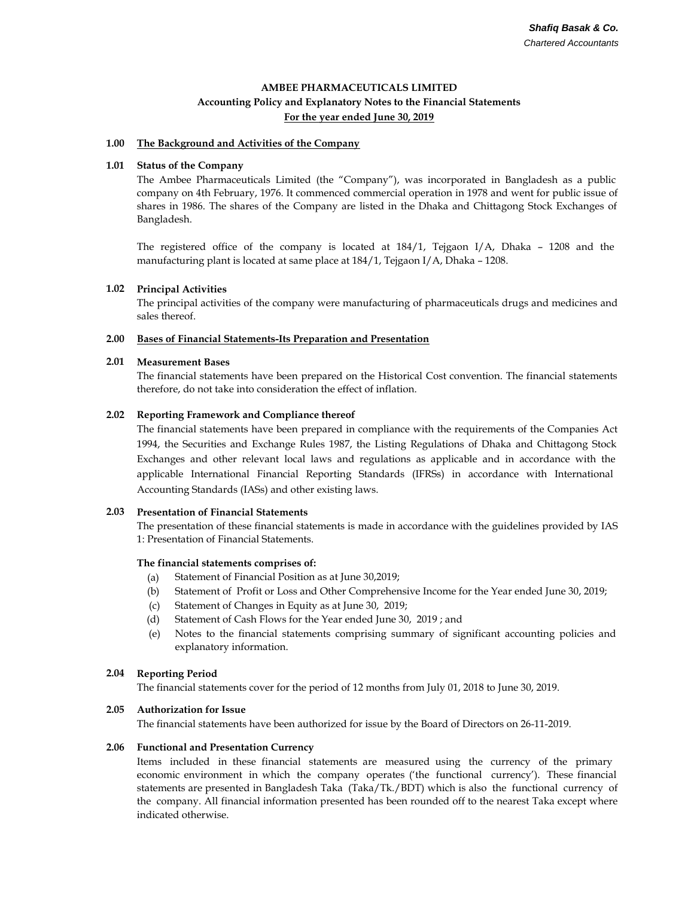**AMBEE PHARMACEUTICALS LIMITED**
**Accounting Policy and Explanatory Notes to the Financial Statements**
**For the year ended June 30, 2019**

## 1.00 The Background and Activities of the Company

### 1.01 Status of the Company

The Ambee Pharmaceuticals Limited (the "Company"), was incorporated in Bangladesh as a public company on 4th February, 1976. It commenced commercial operation in 1978 and went for public issue of shares in 1986. The shares of the Company are listed in the Dhaka and Chittagong Stock Exchanges of Bangladesh.

The registered office of the company is located at 184/1, Tejgaon I/A, Dhaka – 1208 and the manufacturing plant is located at same place at 184/1, Tejgaon I/A, Dhaka – 1208.

### 1.02 Principal Activities

The principal activities of the company were manufacturing of pharmaceuticals drugs and medicines and sales thereof.

## 2.00 Bases of Financial Statements-Its Preparation and Presentation

### 2.01 Measurement Bases

The financial statements have been prepared on the Historical Cost convention. The financial statements therefore, do not take into consideration the effect of inflation.

### 2.02 Reporting Framework and Compliance thereof

The financial statements have been prepared in compliance with the requirements of the Companies Act 1994, the Securities and Exchange Rules 1987, the Listing Regulations of Dhaka and Chittagong Stock Exchanges and other relevant local laws and regulations as applicable and in accordance with the applicable International Financial Reporting Standards (IFRSs) in accordance with International Accounting Standards (IASs) and other existing laws.

### 2.03 Presentation of Financial Statements

The presentation of these financial statements is made in accordance with the guidelines provided by IAS 1: Presentation of Financial Statements.

**The financial statements comprises of:**

(a) Statement of Financial Position as at June 30,2019;
(b) Statement of Profit or Loss and Other Comprehensive Income for the Year ended June 30, 2019;
(c) Statement of Changes in Equity as at June 30, 2019;
(d) Statement of Cash Flows for the Year ended June 30, 2019 ; and
(e) Notes to the financial statements comprising summary of significant accounting policies and explanatory information.

### 2.04 Reporting Period

The financial statements cover for the period of 12 months from July 01, 2018 to June 30, 2019.

### 2.05 Authorization for Issue

The financial statements have been authorized for issue by the Board of Directors on 26-11-2019.

### 2.06 Functional and Presentation Currency

Items included in these financial statements are measured using the currency of the primary economic environment in which the company operates ('the functional currency'). These financial statements are presented in Bangladesh Taka (Taka/Tk./BDT) which is also the functional currency of the company. All financial information presented has been rounded off to the nearest Taka except where indicated otherwise.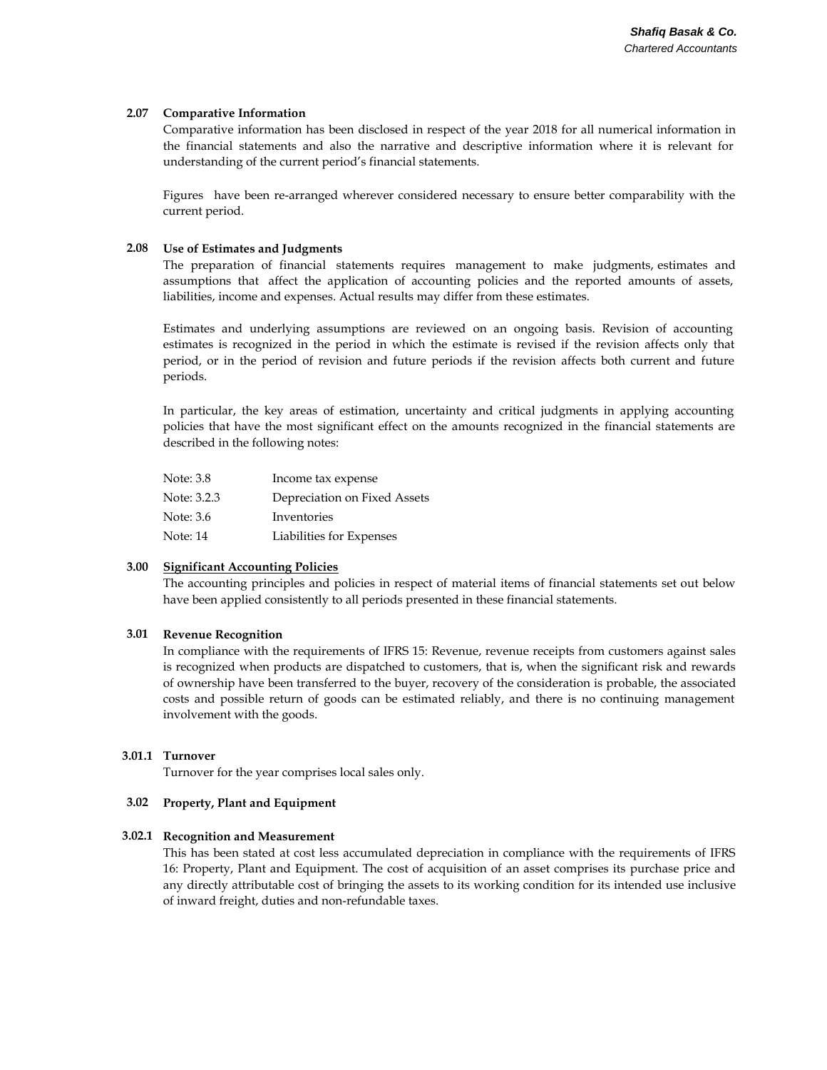### 2.07 Comparative Information

Comparative information has been disclosed in respect of the year 2018 for all numerical information in the financial statements and also the narrative and descriptive information where it is relevant for understanding of the current period's financial statements.

Figures have been re-arranged wherever considered necessary to ensure better comparability with the current period.

### 2.08 Use of Estimates and Judgments

The preparation of financial statements requires management to make judgments, estimates and assumptions that affect the application of accounting policies and the reported amounts of assets, liabilities, income and expenses. Actual results may differ from these estimates.

Estimates and underlying assumptions are reviewed on an ongoing basis. Revision of accounting estimates is recognized in the period in which the estimate is revised if the revision affects only that period, or in the period of revision and future periods if the revision affects both current and future periods.

In particular, the key areas of estimation, uncertainty and critical judgments in applying accounting policies that have the most significant effect on the amounts recognized in the financial statements are described in the following notes:

| | |
|---|---|
| Note: 3.8 | Income tax expense |
| Note: 3.2.3 | Depreciation on Fixed Assets |
| Note: 3.6 | Inventories |
| Note: 14 | Liabilities for Expenses |

## 3.00 <u>Significant Accounting Policies</u>

The accounting principles and policies in respect of material items of financial statements set out below have been applied consistently to all periods presented in these financial statements.

### 3.01 Revenue Recognition

In compliance with the requirements of IFRS 15: Revenue, revenue receipts from customers against sales is recognized when products are dispatched to customers, that is, when the significant risk and rewards of ownership have been transferred to the buyer, recovery of the consideration is probable, the associated costs and possible return of goods can be estimated reliably, and there is no continuing management involvement with the goods.

#### 3.01.1 Turnover

Turnover for the year comprises local sales only.

### 3.02 Property, Plant and Equipment

#### 3.02.1 Recognition and Measurement

This has been stated at cost less accumulated depreciation in compliance with the requirements of IFRS 16: Property, Plant and Equipment. The cost of acquisition of an asset comprises its purchase price and any directly attributable cost of bringing the assets to its working condition for its intended use inclusive of inward freight, duties and non-refundable taxes.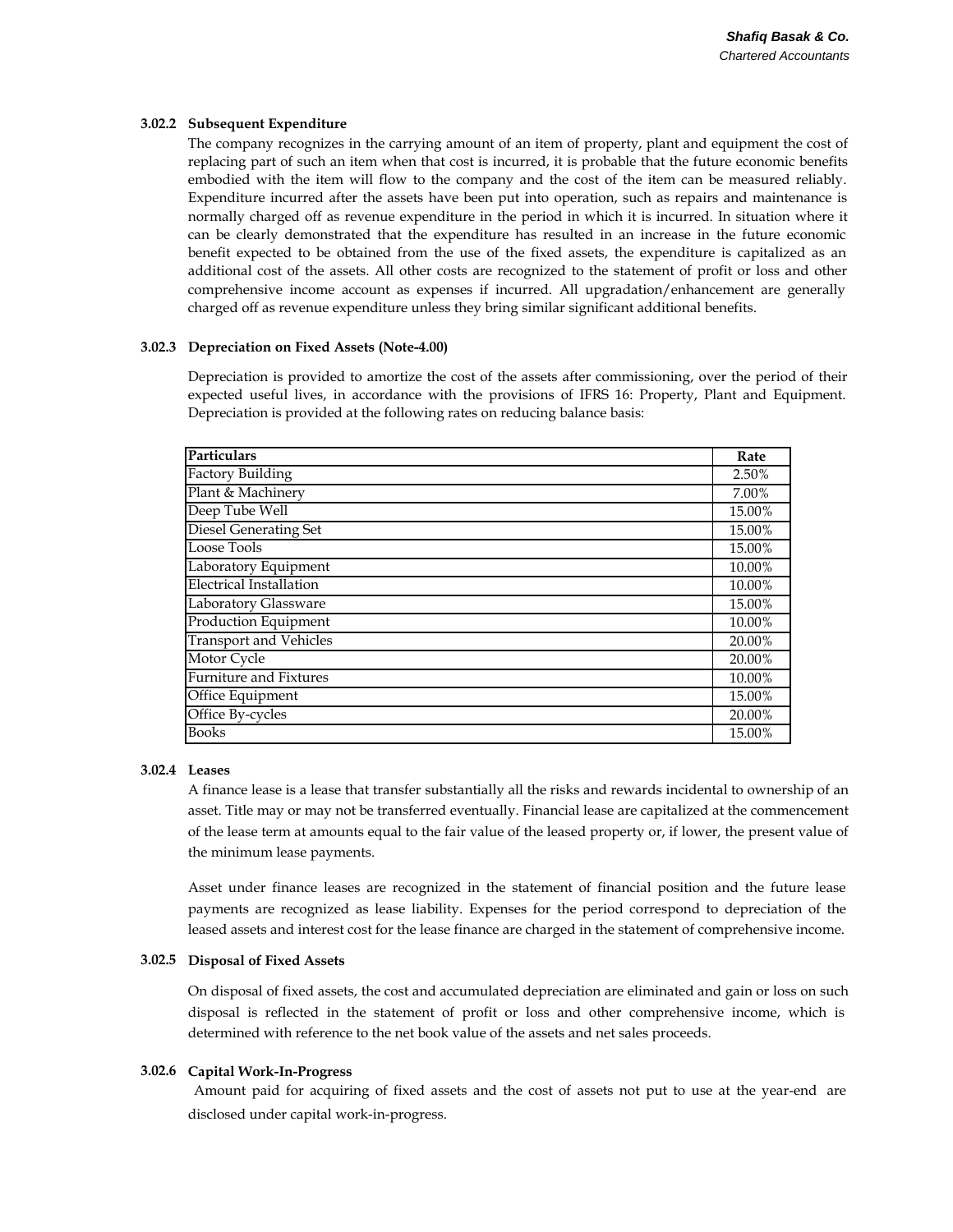#### 3.02.2 Subsequent Expenditure

The company recognizes in the carrying amount of an item of property, plant and equipment the cost of replacing part of such an item when that cost is incurred, it is probable that the future economic benefits embodied with the item will flow to the company and the cost of the item can be measured reliably. Expenditure incurred after the assets have been put into operation, such as repairs and maintenance is normally charged off as revenue expenditure in the period in which it is incurred. In situation where it can be clearly demonstrated that the expenditure has resulted in an increase in the future economic benefit expected to be obtained from the use of the fixed assets, the expenditure is capitalized as an additional cost of the assets. All other costs are recognized to the statement of profit or loss and other comprehensive income account as expenses if incurred. All upgradation/enhancement are generally charged off as revenue expenditure unless they bring similar significant additional benefits.

#### 3.02.3 Depreciation on Fixed Assets (Note-4.00)

Depreciation is provided to amortize the cost of the assets after commissioning, over the period of their expected useful lives, in accordance with the provisions of IFRS 16: Property, Plant and Equipment. Depreciation is provided at the following rates on reducing balance basis:

| Particulars | Rate |
|---|---|
| Factory Building | 2.50% |
| Plant & Machinery | 7.00% |
| Deep Tube Well | 15.00% |
| Diesel Generating Set | 15.00% |
| Loose Tools | 15.00% |
| Laboratory Equipment | 10.00% |
| Electrical Installation | 10.00% |
| Laboratory Glassware | 15.00% |
| Production Equipment | 10.00% |
| Transport and Vehicles | 20.00% |
| Motor Cycle | 20.00% |
| Furniture and Fixtures | 10.00% |
| Office Equipment | 15.00% |
| Office By-cycles | 20.00% |
| Books | 15.00% |

#### 3.02.4 Leases

A finance lease is a lease that transfer substantially all the risks and rewards incidental to ownership of an asset. Title may or may not be transferred eventually. Financial lease are capitalized at the commencement of the lease term at amounts equal to the fair value of the leased property or, if lower, the present value of the minimum lease payments.

Asset under finance leases are recognized in the statement of financial position and the future lease payments are recognized as lease liability. Expenses for the period correspond to depreciation of the leased assets and interest cost for the lease finance are charged in the statement of comprehensive income.

#### 3.02.5 Disposal of Fixed Assets

On disposal of fixed assets, the cost and accumulated depreciation are eliminated and gain or loss on such disposal is reflected in the statement of profit or loss and other comprehensive income, which is determined with reference to the net book value of the assets and net sales proceeds.

#### 3.02.6 Capital Work-In-Progress

Amount paid for acquiring of fixed assets and the cost of assets not put to use at the year-end are disclosed under capital work-in-progress.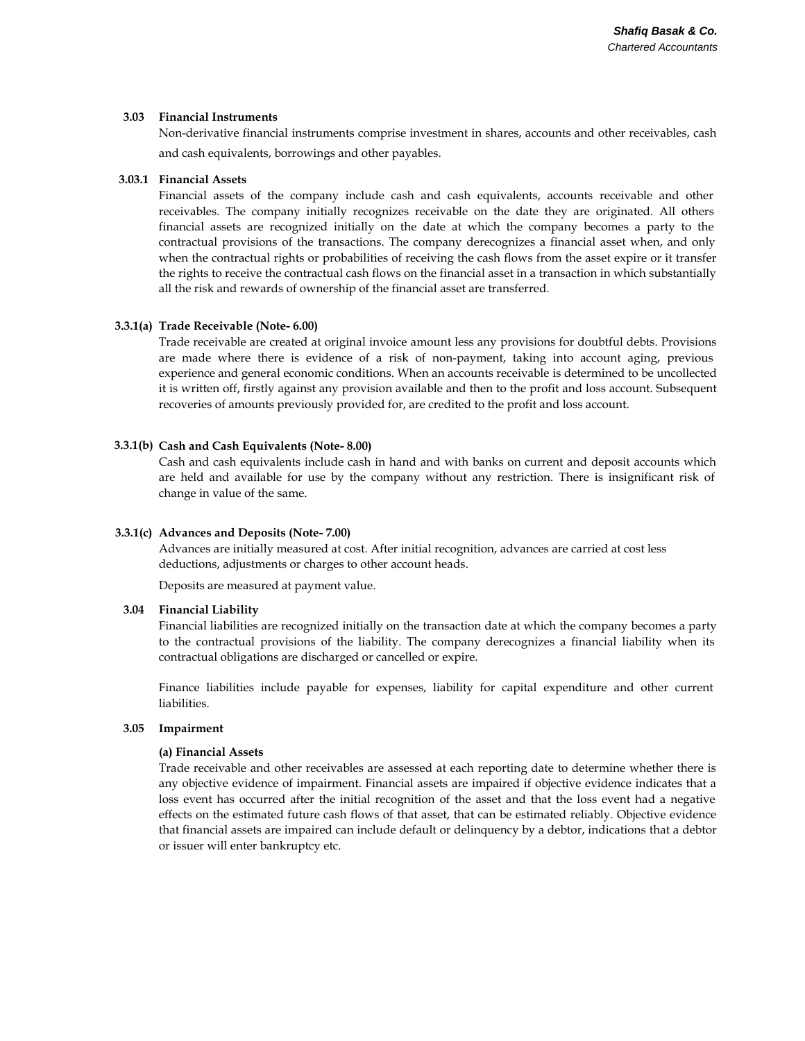### 3.03 Financial Instruments

Non-derivative financial instruments comprise investment in shares, accounts and other receivables, cash and cash equivalents, borrowings and other payables.

### 3.03.1 Financial Assets

Financial assets of the company include cash and cash equivalents, accounts receivable and other receivables. The company initially recognizes receivable on the date they are originated. All others financial assets are recognized initially on the date at which the company becomes a party to the contractual provisions of the transactions. The company derecognizes a financial asset when, and only when the contractual rights or probabilities of receiving the cash flows from the asset expire or it transfer the rights to receive the contractual cash flows on the financial asset in a transaction in which substantially all the risk and rewards of ownership of the financial asset are transferred.

### 3.3.1(a) Trade Receivable (Note- 6.00)

Trade receivable are created at original invoice amount less any provisions for doubtful debts. Provisions are made where there is evidence of a risk of non-payment, taking into account aging, previous experience and general economic conditions. When an accounts receivable is determined to be uncollected it is written off, firstly against any provision available and then to the profit and loss account. Subsequent recoveries of amounts previously provided for, are credited to the profit and loss account.

### 3.3.1(b) Cash and Cash Equivalents (Note- 8.00)

Cash and cash equivalents include cash in hand and with banks on current and deposit accounts which are held and available for use by the company without any restriction. There is insignificant risk of change in value of the same.

### 3.3.1(c) Advances and Deposits (Note- 7.00)

Advances are initially measured at cost. After initial recognition, advances are carried at cost less deductions, adjustments or charges to other account heads.

Deposits are measured at payment value.

### 3.04 Financial Liability

Financial liabilities are recognized initially on the transaction date at which the company becomes a party to the contractual provisions of the liability. The company derecognizes a financial liability when its contractual obligations are discharged or cancelled or expire.

Finance liabilities include payable for expenses, liability for capital expenditure and other current liabilities.

### 3.05 Impairment

**(a) Financial Assets**

Trade receivable and other receivables are assessed at each reporting date to determine whether there is any objective evidence of impairment. Financial assets are impaired if objective evidence indicates that a loss event has occurred after the initial recognition of the asset and that the loss event had a negative effects on the estimated future cash flows of that asset, that can be estimated reliably. Objective evidence that financial assets are impaired can include default or delinquency by a debtor, indications that a debtor or issuer will enter bankruptcy etc.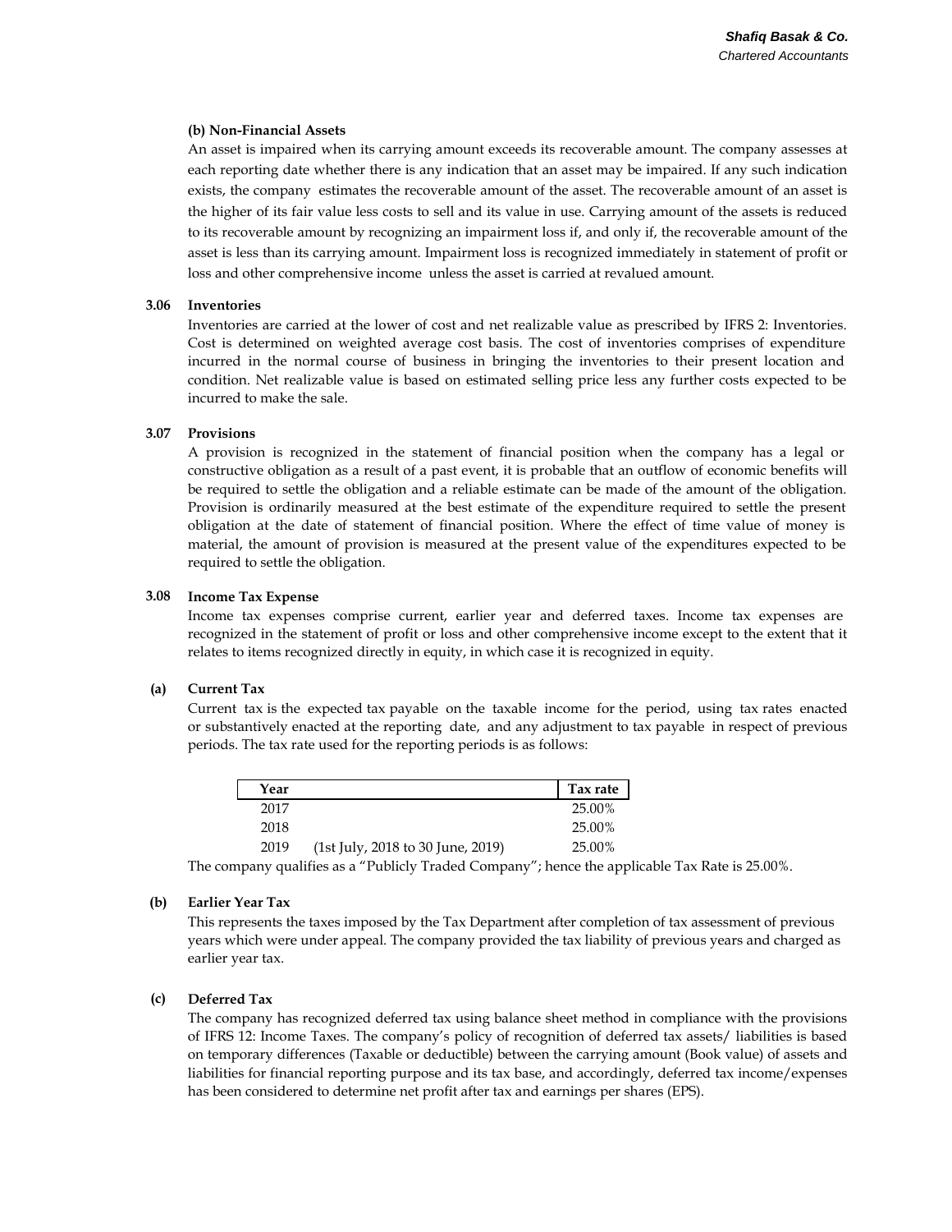#### (b) Non-Financial Assets

An asset is impaired when its carrying amount exceeds its recoverable amount. The company assesses at each reporting date whether there is any indication that an asset may be impaired. If any such indication exists, the company estimates the recoverable amount of the asset. The recoverable amount of an asset is the higher of its fair value less costs to sell and its value in use. Carrying amount of the assets is reduced to its recoverable amount by recognizing an impairment loss if, and only if, the recoverable amount of the asset is less than its carrying amount. Impairment loss is recognized immediately in statement of profit or loss and other comprehensive income unless the asset is carried at revalued amount.

### 3.06 Inventories

Inventories are carried at the lower of cost and net realizable value as prescribed by IFRS 2: Inventories. Cost is determined on weighted average cost basis. The cost of inventories comprises of expenditure incurred in the normal course of business in bringing the inventories to their present location and condition. Net realizable value is based on estimated selling price less any further costs expected to be incurred to make the sale.

### 3.07 Provisions

A provision is recognized in the statement of financial position when the company has a legal or constructive obligation as a result of a past event, it is probable that an outflow of economic benefits will be required to settle the obligation and a reliable estimate can be made of the amount of the obligation. Provision is ordinarily measured at the best estimate of the expenditure required to settle the present obligation at the date of statement of financial position. Where the effect of time value of money is material, the amount of provision is measured at the present value of the expenditures expected to be required to settle the obligation.

### 3.08 Income Tax Expense

Income tax expenses comprise current, earlier year and deferred taxes. Income tax expenses are recognized in the statement of profit or loss and other comprehensive income except to the extent that it relates to items recognized directly in equity, in which case it is recognized in equity.

#### (a) Current Tax

Current tax is the expected tax payable on the taxable income for the period, using tax rates enacted or substantively enacted at the reporting date, and any adjustment to tax payable in respect of previous periods. The tax rate used for the reporting periods is as follows:

| Year | | Tax rate |
|---|---|---|
| 2017 | | 25.00% |
| 2018 | | 25.00% |
| 2019 | (1st July, 2018 to 30 June, 2019) | 25.00% |

The company qualifies as a "Publicly Traded Company"; hence the applicable Tax Rate is 25.00%.

#### (b) Earlier Year Tax

This represents the taxes imposed by the Tax Department after completion of tax assessment of previous years which were under appeal. The company provided the tax liability of previous years and charged as earlier year tax.

#### (c) Deferred Tax

The company has recognized deferred tax using balance sheet method in compliance with the provisions of IFRS 12: Income Taxes. The company's policy of recognition of deferred tax assets/ liabilities is based on temporary differences (Taxable or deductible) between the carrying amount (Book value) of assets and liabilities for financial reporting purpose and its tax base, and accordingly, deferred tax income/expenses has been considered to determine net profit after tax and earnings per shares (EPS).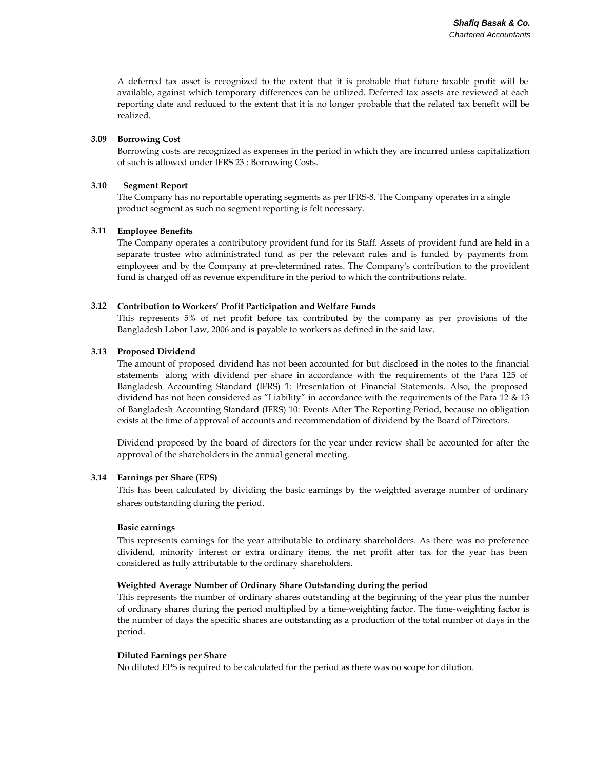A deferred tax asset is recognized to the extent that it is probable that future taxable profit will be available, against which temporary differences can be utilized. Deferred tax assets are reviewed at each reporting date and reduced to the extent that it is no longer probable that the related tax benefit will be realized.

### 3.09 Borrowing Cost

Borrowing costs are recognized as expenses in the period in which they are incurred unless capitalization of such is allowed under IFRS 23 : Borrowing Costs.

### 3.10 Segment Report

The Company has no reportable operating segments as per IFRS-8. The Company operates in a single product segment as such no segment reporting is felt necessary.

### 3.11 Employee Benefits

The Company operates a contributory provident fund for its Staff. Assets of provident fund are held in a separate trustee who administrated fund as per the relevant rules and is funded by payments from employees and by the Company at pre-determined rates. The Company's contribution to the provident fund is charged off as revenue expenditure in the period to which the contributions relate.

### 3.12 Contribution to Workers' Profit Participation and Welfare Funds

This represents 5% of net profit before tax contributed by the company as per provisions of the Bangladesh Labor Law, 2006 and is payable to workers as defined in the said law.

### 3.13 Proposed Dividend

The amount of proposed dividend has not been accounted for but disclosed in the notes to the financial statements along with dividend per share in accordance with the requirements of the Para 125 of Bangladesh Accounting Standard (IFRS) 1: Presentation of Financial Statements. Also, the proposed dividend has not been considered as "Liability" in accordance with the requirements of the Para 12 & 13 of Bangladesh Accounting Standard (IFRS) 10: Events After The Reporting Period, because no obligation exists at the time of approval of accounts and recommendation of dividend by the Board of Directors.

Dividend proposed by the board of directors for the year under review shall be accounted for after the approval of the shareholders in the annual general meeting.

### 3.14 Earnings per Share (EPS)

This has been calculated by dividing the basic earnings by the weighted average number of ordinary shares outstanding during the period.

**Basic earnings**

This represents earnings for the year attributable to ordinary shareholders. As there was no preference dividend, minority interest or extra ordinary items, the net profit after tax for the year has been considered as fully attributable to the ordinary shareholders.

**Weighted Average Number of Ordinary Share Outstanding during the period**

This represents the number of ordinary shares outstanding at the beginning of the year plus the number of ordinary shares during the period multiplied by a time-weighting factor. The time-weighting factor is the number of days the specific shares are outstanding as a production of the total number of days in the period.

**Diluted Earnings per Share**

No diluted EPS is required to be calculated for the period as there was no scope for dilution.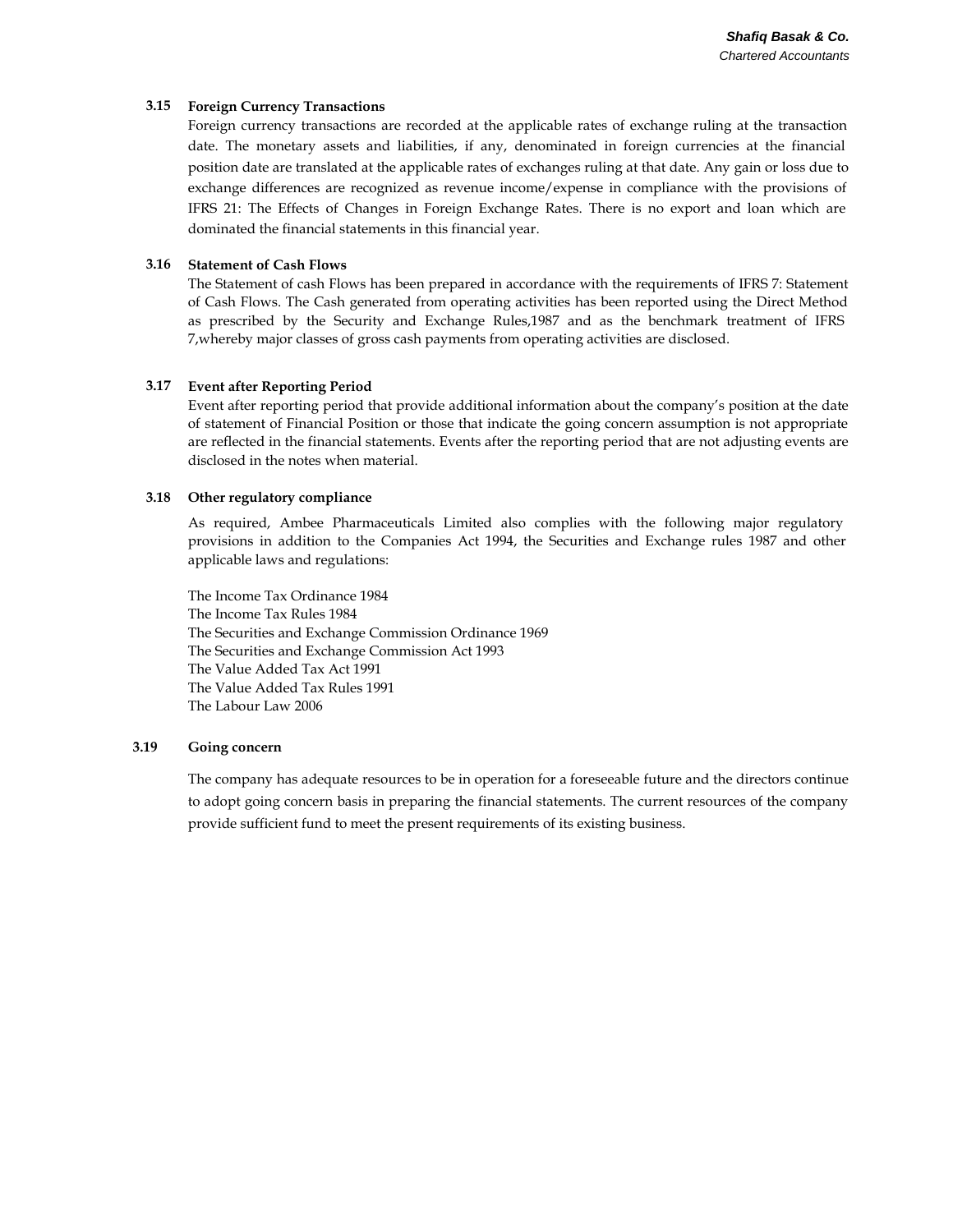### 3.15 Foreign Currency Transactions

Foreign currency transactions are recorded at the applicable rates of exchange ruling at the transaction date. The monetary assets and liabilities, if any, denominated in foreign currencies at the financial position date are translated at the applicable rates of exchanges ruling at that date. Any gain or loss due to exchange differences are recognized as revenue income/expense in compliance with the provisions of IFRS 21: The Effects of Changes in Foreign Exchange Rates. There is no export and loan which are dominated the financial statements in this financial year.

### 3.16 Statement of Cash Flows

The Statement of cash Flows has been prepared in accordance with the requirements of IFRS 7: Statement of Cash Flows. The Cash generated from operating activities has been reported using the Direct Method as prescribed by the Security and Exchange Rules,1987 and as the benchmark treatment of IFRS 7,whereby major classes of gross cash payments from operating activities are disclosed.

### 3.17 Event after Reporting Period

Event after reporting period that provide additional information about the company's position at the date of statement of Financial Position or those that indicate the going concern assumption is not appropriate are reflected in the financial statements. Events after the reporting period that are not adjusting events are disclosed in the notes when material.

### 3.18 Other regulatory compliance

As required, Ambee Pharmaceuticals Limited also complies with the following major regulatory provisions in addition to the Companies Act 1994, the Securities and Exchange rules 1987 and other applicable laws and regulations:

The Income Tax Ordinance 1984
The Income Tax Rules 1984
The Securities and Exchange Commission Ordinance 1969
The Securities and Exchange Commission Act 1993
The Value Added Tax Act 1991
The Value Added Tax Rules 1991
The Labour Law 2006

### 3.19 Going concern

The company has adequate resources to be in operation for a foreseeable future and the directors continue to adopt going concern basis in preparing the financial statements. The current resources of the company provide sufficient fund to meet the present requirements of its existing business.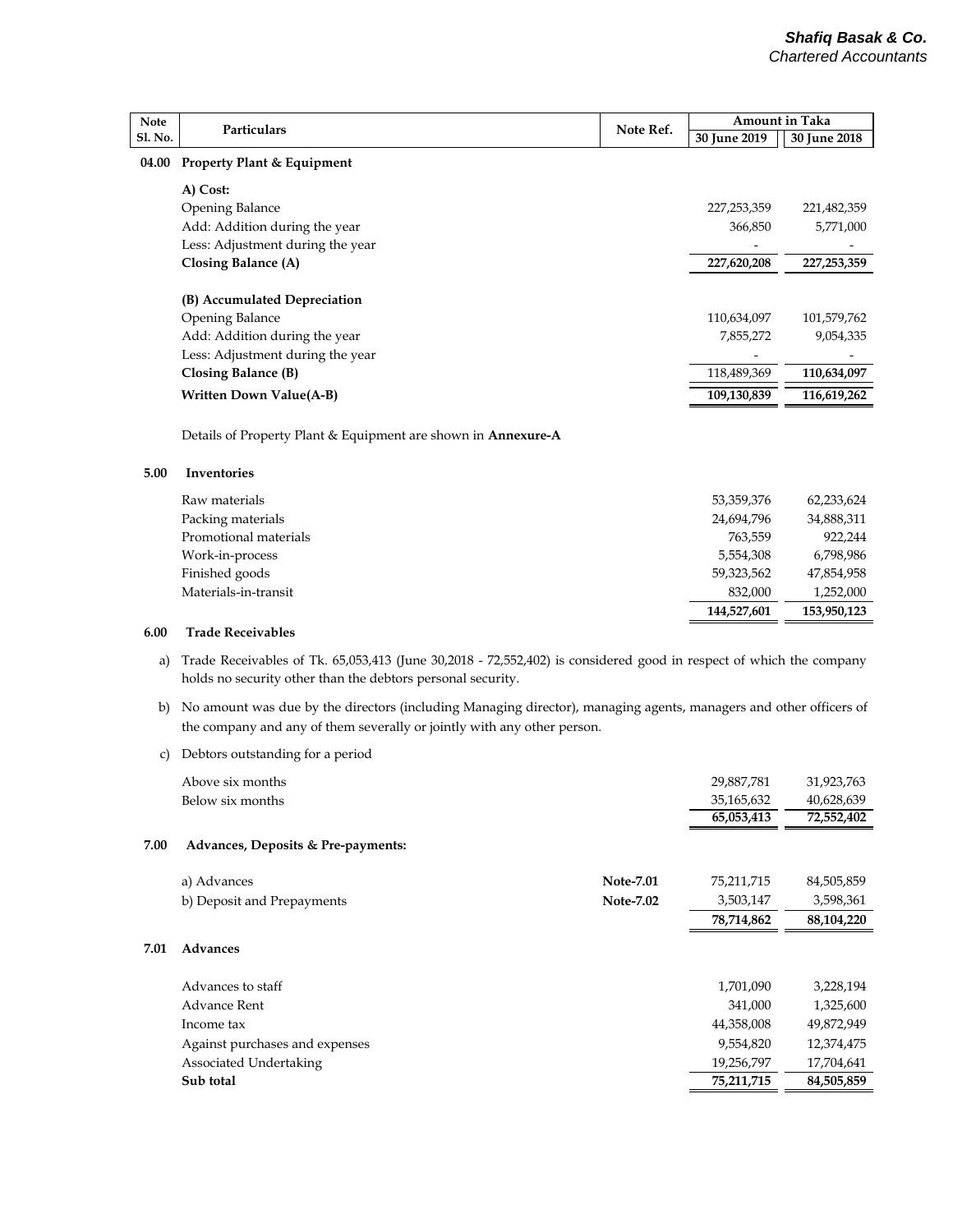| Note Sl. No. | Particulars | Note Ref. | Amount in Taka 30 June 2019 | Amount in Taka 30 June 2018 |
|---|---|---|---|---|
| 04.00 | **Property Plant & Equipment** | | | |
| | **A) Cost:** | | | |
| | Opening Balance | | 227,253,359 | 221,482,359 |
| | Add: Addition during the year | | 366,850 | 5,771,000 |
| | Less: Adjustment during the year | | - | - |
| | **Closing Balance (A)** | | **227,620,208** | **227,253,359** |
| | **(B) Accumulated Depreciation** | | | |
| | Opening Balance | | 110,634,097 | 101,579,762 |
| | Add: Addition during the year | | 7,855,272 | 9,054,335 |
| | Less: Adjustment during the year | | - | - |
| | **Closing Balance (B)** | | 118,489,369 | **110,634,097** |
| | **Written Down Value(A-B)** | | **109,130,839** | **116,619,262** |

Details of Property Plant & Equipment are shown in **Annexure-A**

| Note Sl. No. | Particulars | Note Ref. | 30 June 2019 | 30 June 2018 |
|---|---|---|---|---|
| 5.00 | **Inventories** | | | |
| | Raw materials | | 53,359,376 | 62,233,624 |
| | Packing materials | | 24,694,796 | 34,888,311 |
| | Promotional materials | | 763,559 | 922,244 |
| | Work-in-process | | 5,554,308 | 6,798,986 |
| | Finished goods | | 59,323,562 | 47,854,958 |
| | Materials-in-transit | | 832,000 | 1,252,000 |
| | | | **144,527,601** | **153,950,123** |

**6.00 Trade Receivables**

a) Trade Receivables of Tk. 65,053,413 (June 30,2018 - 72,552,402) is considered good in respect of which the company holds no security other than the debtors personal security.

b) No amount was due by the directors (including Managing director), managing agents, managers and other officers of the company and any of them severally or jointly with any other person.

c) Debtors outstanding for a period

| Particulars | 30 June 2019 | 30 June 2018 |
|---|---|---|
| Above six months | 29,887,781 | 31,923,763 |
| Below six months | 35,165,632 | 40,628,639 |
| | **65,053,413** | **72,552,402** |

| Note Sl. No. | Particulars | Note Ref. | 30 June 2019 | 30 June 2018 |
|---|---|---|---|---|
| 7.00 | **Advances, Deposits & Pre-payments:** | | | |
| | a) Advances | **Note-7.01** | 75,211,715 | 84,505,859 |
| | b) Deposit and Prepayments | **Note-7.02** | 3,503,147 | 3,598,361 |
| | | | **78,714,862** | **88,104,220** |
| 7.01 | **Advances** | | | |
| | Advances to staff | | 1,701,090 | 3,228,194 |
| | Advance Rent | | 341,000 | 1,325,600 |
| | Income tax | | 44,358,008 | 49,872,949 |
| | Against purchases and expenses | | 9,554,820 | 12,374,475 |
| | Associated Undertaking | | 19,256,797 | 17,704,641 |
| | **Sub total** | | **75,211,715** | **84,505,859** |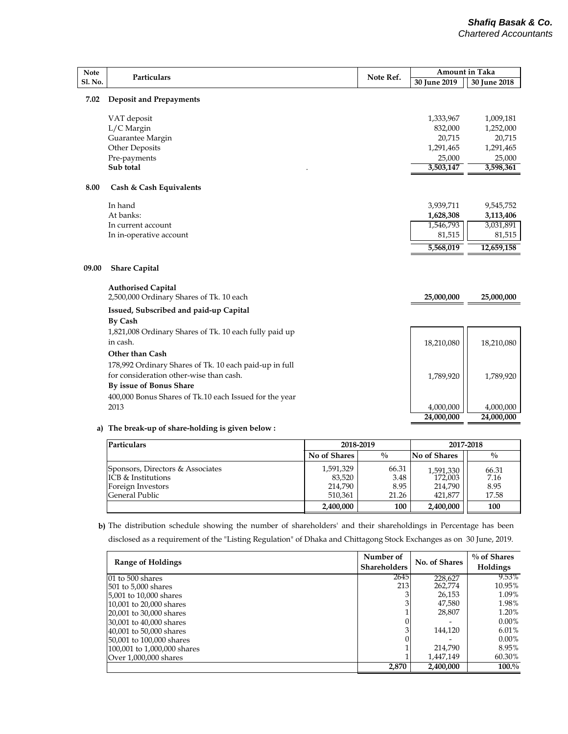| Note Sl. No. | Particulars | Note Ref. | Amount in Taka 30 June 2019 | Amount in Taka 30 June 2018 |
|---|---|---|---|---|
| **7.02** | **Deposit and Prepayments** | | | |
| | VAT deposit | | 1,333,967 | 1,009,181 |
| | L/C Margin | | 832,000 | 1,252,000 |
| | Guarantee Margin | | 20,715 | 20,715 |
| | Other Deposits | | 1,291,465 | 1,291,465 |
| | Pre-payments | | 25,000 | 25,000 |
| | **Sub total** | | **3,503,147** | **3,598,361** |
| **8.00** | **Cash & Cash Equivalents** | | | |
| | In hand | | 3,939,711 | 9,545,752 |
| | At banks: | | **1,628,308** | **3,113,406** |
| | In current account | | 1,546,793 | 3,031,891 |
| | In in-operative account | | 81,515 | 81,515 |
| | | | **5,568,019** | **12,659,158** |
| **09.00** | **Share Capital** | | | |
| | **Authorised Capital** | | | |
| | 2,500,000 Ordinary Shares of Tk. 10 each | | **25,000,000** | **25,000,000** |
| | **Issued, Subscribed and paid-up Capital** | | | |
| | **By Cash** | | | |
| | 1,821,008 Ordinary Shares of Tk. 10 each fully paid up in cash. | | 18,210,080 | 18,210,080 |
| | **Other than Cash** | | | |
| | 178,992 Ordinary Shares of Tk. 10 each paid-up in full for consideration other-wise than cash. | | 1,789,920 | 1,789,920 |
| | **By issue of Bonus Share** | | | |
| | 400,000 Bonus Shares of Tk.10 each Issued for the year 2013 | | 4,000,000 | 4,000,000 |
| | | | **24,000,000** | **24,000,000** |

**a) The break-up of share-holding is given below :**

| Particulars | 2018-2019 No of Shares | 2018-2019 % | 2017-2018 No of Shares | 2017-2018 % |
|---|---|---|---|---|
| Sponsors, Directors & Associates | 1,591,329 | 66.31 | 1,591,330 | 66.31 |
| ICB & Institutions | 83,520 | 3.48 | 172,003 | 7.16 |
| Foreign Investors | 214,790 | 8.95 | 214,790 | 8.95 |
| General Public | 510,361 | 21.26 | 421,877 | 17.58 |
| | **2,400,000** | **100** | **2,400,000** | **100** |

**b)** The distribution schedule showing the number of shareholders' and their shareholdings in Percentage has been disclosed as a requirement of the "Listing Regulation" of Dhaka and Chittagong Stock Exchanges as on 30 June, 2019.

| Range of Holdings | Number of Shareholders | No. of Shares | % of Shares Holdings |
|---|---|---|---|
| 01 to 500 shares | 2645 | 228,627 | 9.53% |
| 501 to 5,000 shares | 213 | 262,774 | 10.95% |
| 5,001 to 10,000 shares | 3 | 26,153 | 1.09% |
| 10,001 to 20,000 shares | 3 | 47,580 | 1.98% |
| 20,001 to 30,000 shares | 1 | 28,807 | 1.20% |
| 30,001 to 40,000 shares | 0 | - | 0.00% |
| 40,001 to 50,000 shares | 3 | 144,120 | 6.01% |
| 50,001 to 100,000 shares | 0 | - | 0.00% |
| 100,001 to 1,000,000 shares | 1 | 214,790 | 8.95% |
| Over 1,000,000 shares | 1 | 1,447,149 | 60.30% |
| | **2,870** | **2,400,000** | **100.%** |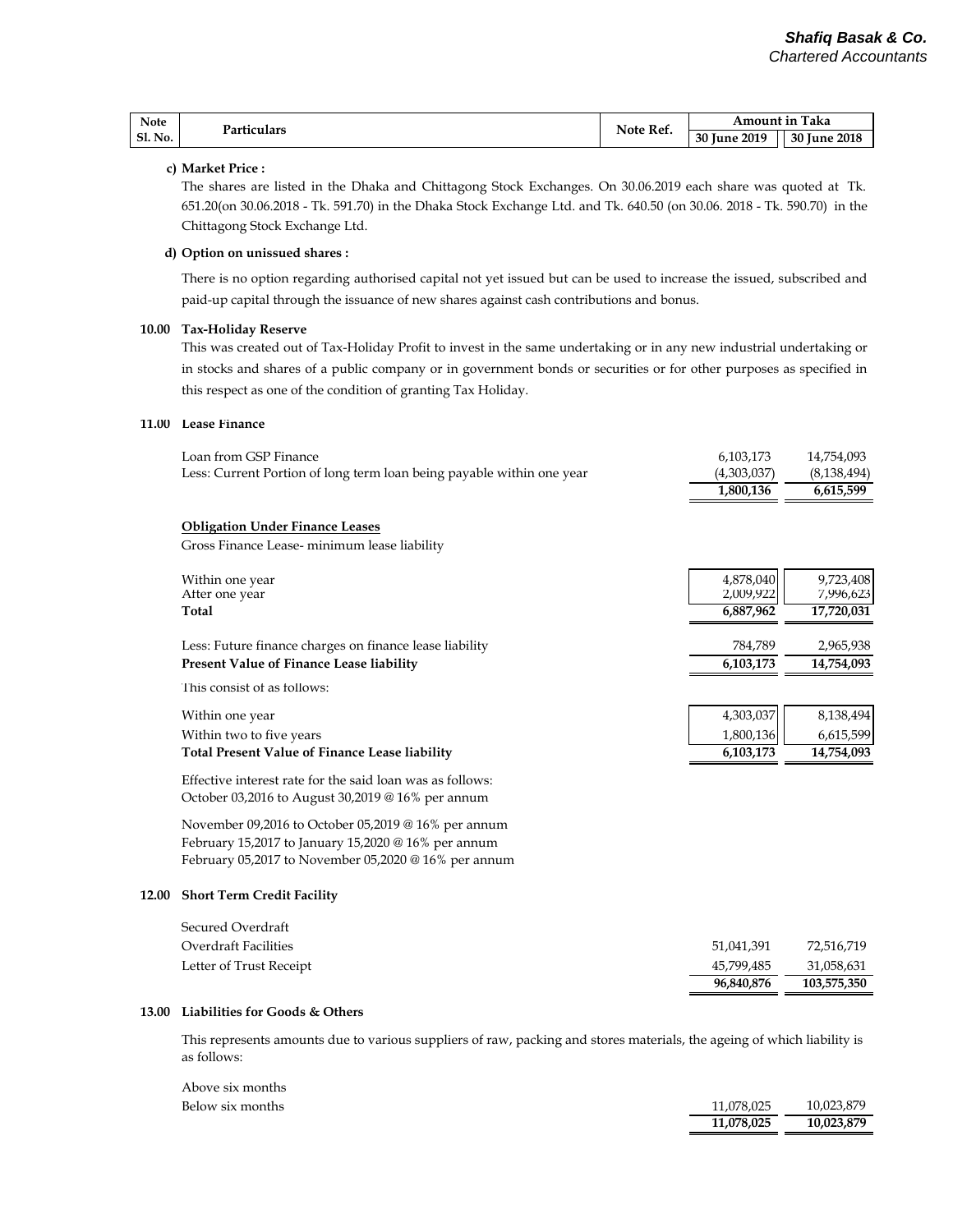| Note Sl. No. | Particulars | Note Ref. | Amount in Taka | |
|---|---|---|---|---|
| | | | 30 June 2019 | 30 June 2018 |

**c) Market Price :**

The shares are listed in the Dhaka and Chittagong Stock Exchanges. On 30.06.2019 each share was quoted at Tk. 651.20(on 30.06.2018 - Tk. 591.70) in the Dhaka Stock Exchange Ltd. and Tk. 640.50 (on 30.06. 2018 - Tk. 590.70) in the Chittagong Stock Exchange Ltd.

**d) Option on unissued shares :**

There is no option regarding authorised capital not yet issued but can be used to increase the issued, subscribed and paid-up capital through the issuance of new shares against cash contributions and bonus.

**10.00 Tax-Holiday Reserve**

This was created out of Tax-Holiday Profit to invest in the same undertaking or in any new industrial undertaking or in stocks and shares of a public company or in government bonds or securities or for other purposes as specified in this respect as one of the condition of granting Tax Holiday.

**11.00 Lease Finance**

| Particulars | 30 June 2019 | 30 June 2018 |
|---|---|---|
| Loan from GSP Finance | 6,103,173 | 14,754,093 |
| Less: Current Portion of long term loan being payable within one year | (4,303,037) | (8,138,494) |
| | **1,800,136** | **6,615,599** |

**Obligation Under Finance Leases**

Gross Finance Lease- minimum lease liability

| Particulars | 30 June 2019 | 30 June 2018 |
|---|---|---|
| Within one year | 4,878,040 | 9,723,408 |
| After one year | 2,009,922 | 7,996,623 |
| **Total** | **6,887,962** | **17,720,031** |
| Less: Future finance charges on finance lease liability | 784,789 | 2,965,938 |
| **Present Value of Finance Lease liability** | **6,103,173** | **14,754,093** |

This consist of as follows:

| Particulars | 30 June 2019 | 30 June 2018 |
|---|---|---|
| Within one year | 4,303,037 | 8,138,494 |
| Within two to five years | 1,800,136 | 6,615,599 |
| **Total Present Value of Finance Lease liability** | **6,103,173** | **14,754,093** |

Effective interest rate for the said loan was as follows:
October 03,2016 to August 30,2019 @ 16% per annum

November 09,2016 to October 05,2019 @ 16% per annum
February 15,2017 to January 15,2020 @ 16% per annum
February 05,2017 to November 05,2020 @ 16% per annum

**12.00 Short Term Credit Facility**

| Particulars | 30 June 2019 | 30 June 2018 |
|---|---|---|
| Secured Overdraft | | |
| Overdraft Facilities | 51,041,391 | 72,516,719 |
| Letter of Trust Receipt | 45,799,485 | 31,058,631 |
| | **96,840,876** | **103,575,350** |

**13.00 Liabilities for Goods & Others**

This represents amounts due to various suppliers of raw, packing and stores materials, the ageing of which liability is as follows:

| Particulars | 30 June 2019 | 30 June 2018 |
|---|---|---|
| Above six months | | |
| Below six months | 11,078,025 | 10,023,879 |
| | **11,078,025** | **10,023,879** |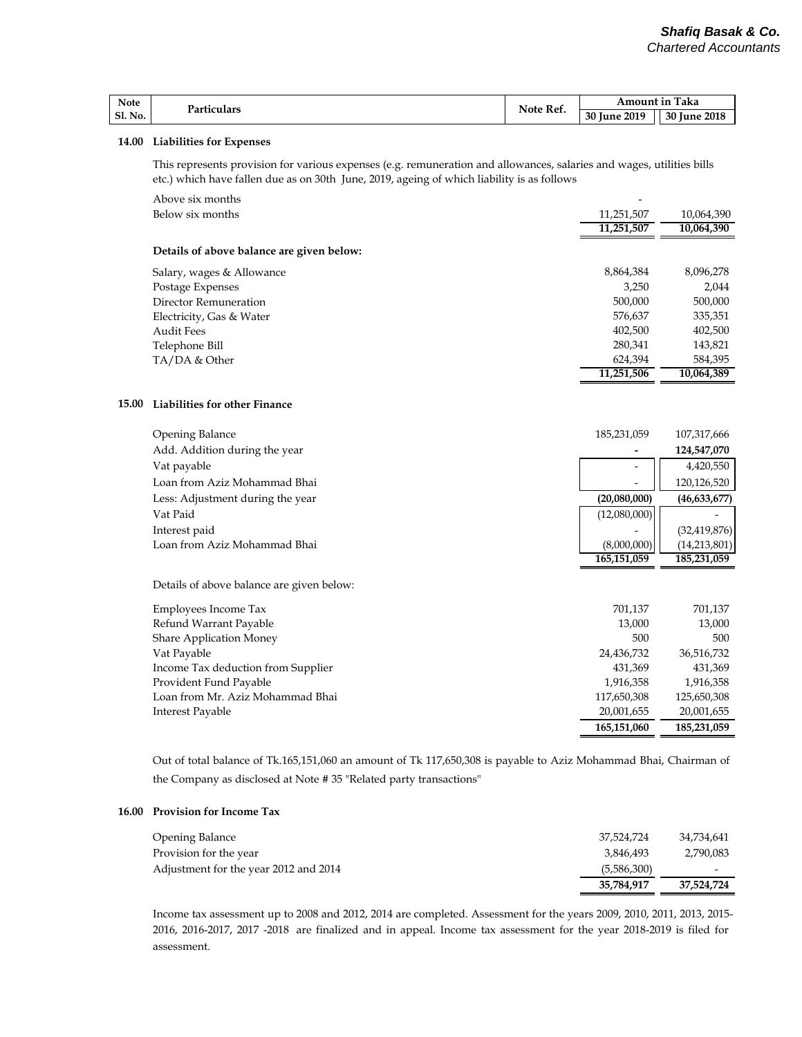| Note Sl. No. | Particulars | Note Ref. | Amount in Taka 30 June 2019 | 30 June 2018 |
|---|---|---|---|---|

**14.00 Liabilities for Expenses**

This represents provision for various expenses (e.g. remuneration and allowances, salaries and wages, utilities bills etc.) which have fallen due as on 30th June, 2019, ageing of which liability is as follows

| Particulars | 30 June 2019 | 30 June 2018 |
|---|---|---|
| Above six months | - | |
| Below six months | 11,251,507 | 10,064,390 |
| | **11,251,507** | **10,064,390** |

**Details of above balance are given below:**

| Particulars | 30 June 2019 | 30 June 2018 |
|---|---|---|
| Salary, wages & Allowance | 8,864,384 | 8,096,278 |
| Postage Expenses | 3,250 | 2,044 |
| Director Remuneration | 500,000 | 500,000 |
| Electricity, Gas & Water | 576,637 | 335,351 |
| Audit Fees | 402,500 | 402,500 |
| Telephone Bill | 280,341 | 143,821 |
| TA/DA & Other | 624,394 | 584,395 |
| | **11,251,506** | **10,064,389** |

**15.00 Liabilities for other Finance**

| Particulars | 30 June 2019 | 30 June 2018 |
|---|---|---|
| Opening Balance | 185,231,059 | 107,317,666 |
| Add. Addition during the year | **-** | **124,547,070** |
| Vat payable | - | 4,420,550 |
| Loan from Aziz Mohammad Bhai | - | 120,126,520 |
| Less: Adjustment during the year | **(20,080,000)** | **(46,633,677)** |
| Vat Paid | (12,080,000) | - |
| Interest paid | - | (32,419,876) |
| Loan from Aziz Mohammad Bhai | (8,000,000) | (14,213,801) |
| | **165,151,059** | **185,231,059** |

Details of above balance are given below:

| Particulars | 30 June 2019 | 30 June 2018 |
|---|---|---|
| Employees Income Tax | 701,137 | 701,137 |
| Refund Warrant Payable | 13,000 | 13,000 |
| Share Application Money | 500 | 500 |
| Vat Payable | 24,436,732 | 36,516,732 |
| Income Tax deduction from Supplier | 431,369 | 431,369 |
| Provident Fund Payable | 1,916,358 | 1,916,358 |
| Loan from Mr. Aziz Mohammad Bhai | 117,650,308 | 125,650,308 |
| Interest Payable | 20,001,655 | 20,001,655 |
| | **165,151,060** | **185,231,059** |

Out of total balance of Tk.165,151,060 an amount of Tk 117,650,308 is payable to Aziz Mohammad Bhai, Chairman of the Company as disclosed at Note # 35 "Related party transactions"

**16.00 Provision for Income Tax**

| Particulars | 30 June 2019 | 30 June 2018 |
|---|---|---|
| Opening Balance | 37,524,724 | 34,734,641 |
| Provision for the year | 3,846,493 | 2,790,083 |
| Adjustment for the year 2012 and 2014 | (5,586,300) | - |
| | **35,784,917** | **37,524,724** |

Income tax assessment up to 2008 and 2012, 2014 are completed. Assessment for the years 2009, 2010, 2011, 2013, 2015-2016, 2016-2017, 2017 -2018 are finalized and in appeal. Income tax assessment for the year 2018-2019 is filed for assessment.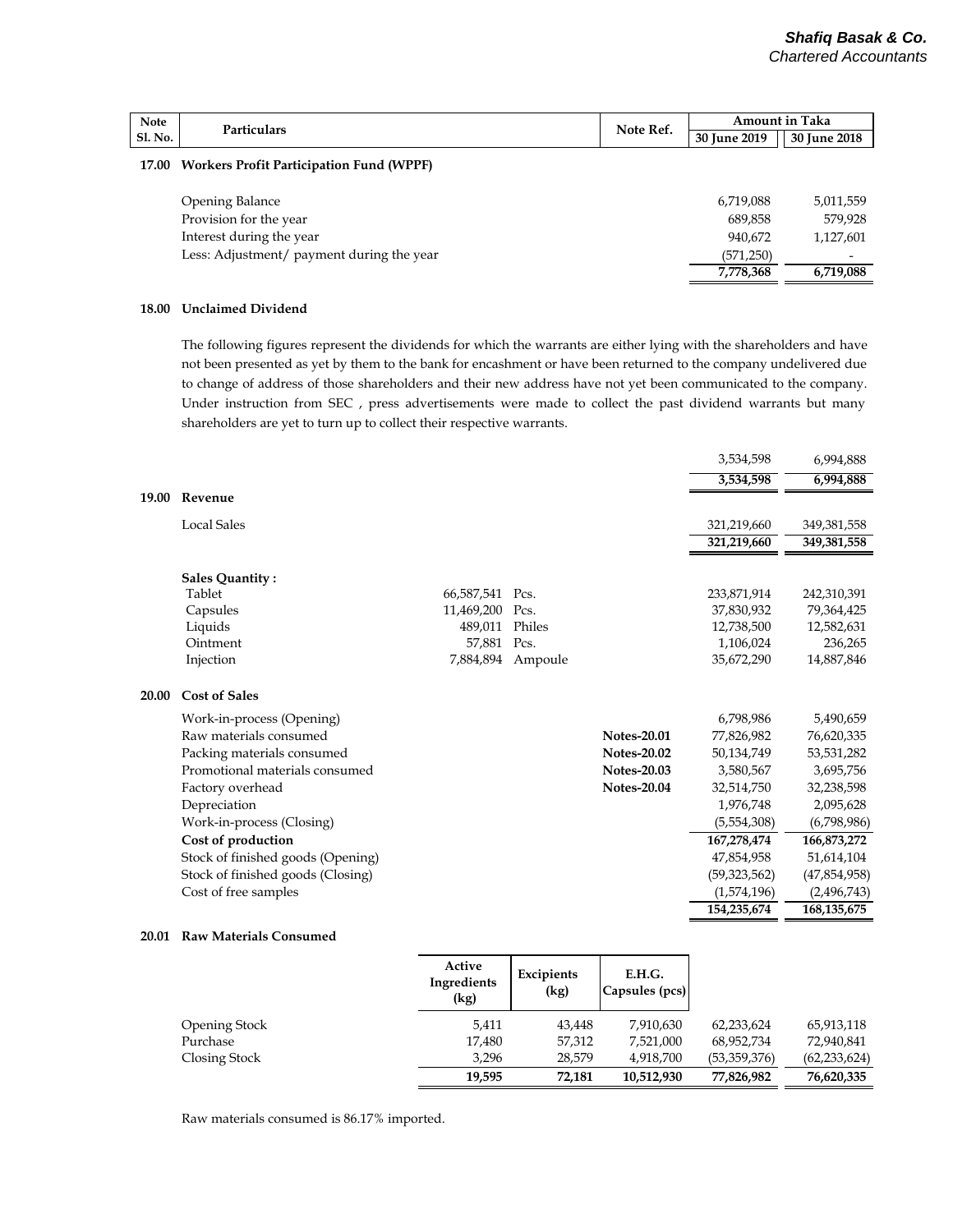| Note Sl. No. | Particulars | Note Ref. | Amount in Taka | |
|---|---|---|---|---|
| | | | 30 June 2019 | 30 June 2018 |

**17.00 Workers Profit Participation Fund (WPPF)**

| Particulars | 30 June 2019 | 30 June 2018 |
|---|---|---|
| Opening Balance | 6,719,088 | 5,011,559 |
| Provision for the year | 689,858 | 579,928 |
| Interest during the year | 940,672 | 1,127,601 |
| Less: Adjustment/ payment during the year | (571,250) | - |
| | 7,778,368 | 6,719,088 |

**18.00 Unclaimed Dividend**

The following figures represent the dividends for which the warrants are either lying with the shareholders and have not been presented as yet by them to the bank for encashment or have been returned to the company undelivered due to change of address of those shareholders and their new address have not yet been communicated to the company. Under instruction from SEC , press advertisements were made to collect the past dividend warrants but many shareholders are yet to turn up to collect their respective warrants.

| | 30 June 2019 | 30 June 2018 |
|---|---|---|
| | 3,534,598 | 6,994,888 |
| | 3,534,598 | 6,994,888 |

**19.00 Revenue**

| Particulars | Quantity | Unit | 30 June 2019 | 30 June 2018 |
|---|---|---|---|---|
| Local Sales | | | 321,219,660 | 349,381,558 |
| | | | 321,219,660 | 349,381,558 |
| **Sales Quantity :** | | | | |
| Tablet | 66,587,541 | Pcs. | 233,871,914 | 242,310,391 |
| Capsules | 11,469,200 | Pcs. | 37,830,932 | 79,364,425 |
| Liquids | 489,011 | Philes | 12,738,500 | 12,582,631 |
| Ointment | 57,881 | Pcs. | 1,106,024 | 236,265 |
| Injection | 7,884,894 | Ampoule | 35,672,290 | 14,887,846 |

**20.00 Cost of Sales**

| Particulars | Note Ref. | 30 June 2019 | 30 June 2018 |
|---|---|---|---|
| Work-in-process (Opening) | | 6,798,986 | 5,490,659 |
| Raw materials consumed | Notes-20.01 | 77,826,982 | 76,620,335 |
| Packing materials consumed | Notes-20.02 | 50,134,749 | 53,531,282 |
| Promotional materials consumed | Notes-20.03 | 3,580,567 | 3,695,756 |
| Factory overhead | Notes-20.04 | 32,514,750 | 32,238,598 |
| Depreciation | | 1,976,748 | 2,095,628 |
| Work-in-process (Closing) | | (5,554,308) | (6,798,986) |
| **Cost of production** | | 167,278,474 | 166,873,272 |
| Stock of finished goods (Opening) | | 47,854,958 | 51,614,104 |
| Stock of finished goods (Closing) | | (59,323,562) | (47,854,958) |
| Cost of free samples | | (1,574,196) | (2,496,743) |
| | | 154,235,674 | 168,135,675 |

**20.01 Raw Materials Consumed**

| | Active Ingredients (kg) | Excipients (kg) | E.H.G. Capsules (pcs) | 30 June 2019 | 30 June 2018 |
|---|---|---|---|---|---|
| Opening Stock | 5,411 | 43,448 | 7,910,630 | 62,233,624 | 65,913,118 |
| Purchase | 17,480 | 57,312 | 7,521,000 | 68,952,734 | 72,940,841 |
| Closing Stock | 3,296 | 28,579 | 4,918,700 | (53,359,376) | (62,233,624) |
| | 19,595 | 72,181 | 10,512,930 | 77,826,982 | 76,620,335 |

Raw materials consumed is 86.17% imported.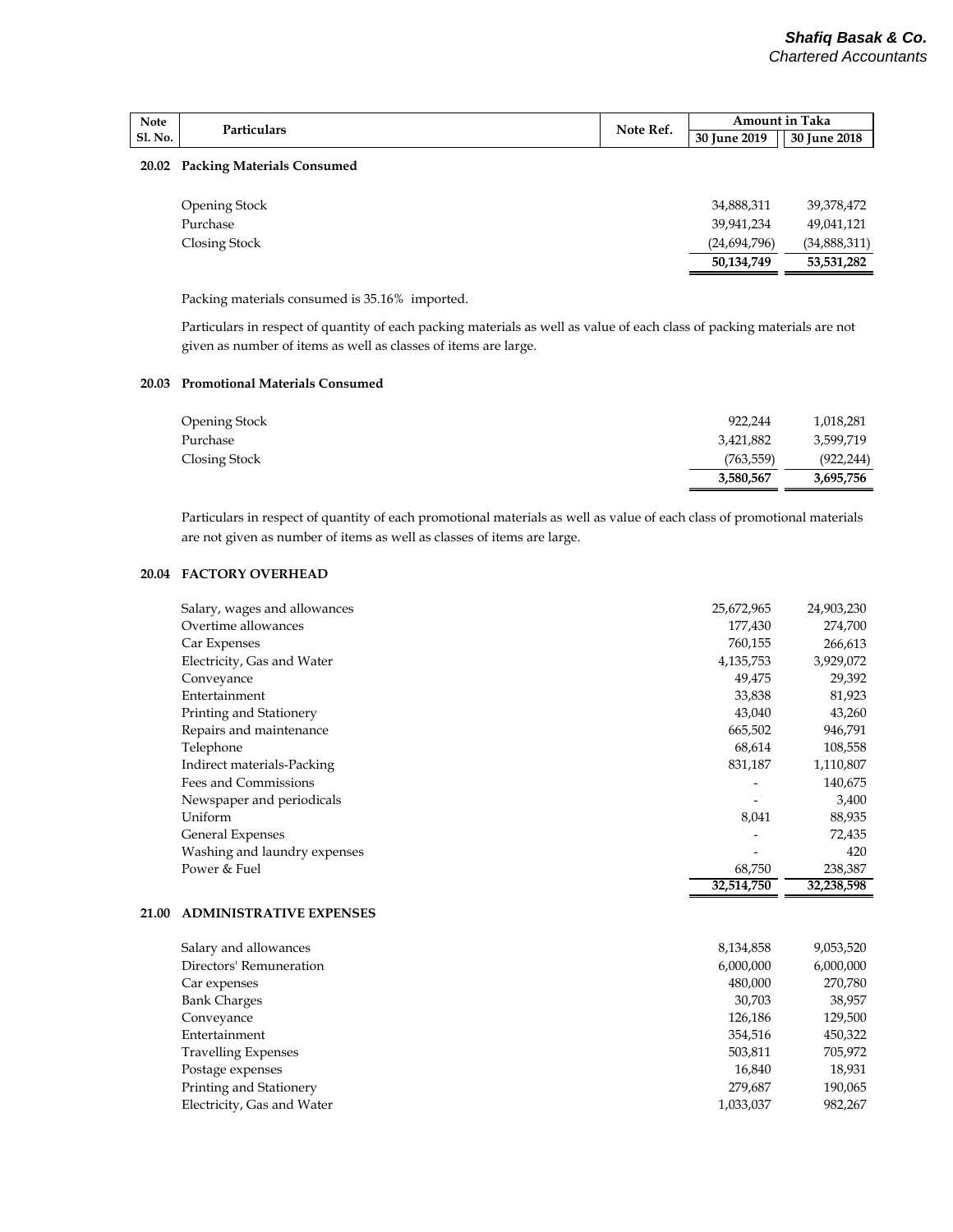| Note Sl. No. | Particulars | Note Ref. | Amount in Taka | |
|---|---|---|---|---|
| | | | 30 June 2019 | 30 June 2018 |
| **20.02** | **Packing Materials Consumed** | | | |
| | Opening Stock | | 34,888,311 | 39,378,472 |
| | Purchase | | 39,941,234 | 49,041,121 |
| | Closing Stock | | (24,694,796) | (34,888,311) |
| | | | **50,134,749** | **53,531,282** |

Packing materials consumed is 35.16% imported.

Particulars in respect of quantity of each packing materials as well as value of each class of packing materials are not given as number of items as well as classes of items are large.

| Note Sl. No. | Particulars | Note Ref. | 30 June 2019 | 30 June 2018 |
|---|---|---|---|---|
| **20.03** | **Promotional Materials Consumed** | | | |
| | Opening Stock | | 922,244 | 1,018,281 |
| | Purchase | | 3,421,882 | 3,599,719 |
| | Closing Stock | | (763,559) | (922,244) |
| | | | **3,580,567** | **3,695,756** |

Particulars in respect of quantity of each promotional materials as well as value of each class of promotional materials are not given as number of items as well as classes of items are large.

| Note Sl. No. | Particulars | Note Ref. | 30 June 2019 | 30 June 2018 |
|---|---|---|---|---|
| **20.04** | **FACTORY OVERHEAD** | | | |
| | Salary, wages and allowances | | 25,672,965 | 24,903,230 |
| | Overtime allowances | | 177,430 | 274,700 |
| | Car Expenses | | 760,155 | 266,613 |
| | Electricity, Gas and Water | | 4,135,753 | 3,929,072 |
| | Conveyance | | 49,475 | 29,392 |
| | Entertainment | | 33,838 | 81,923 |
| | Printing and Stationery | | 43,040 | 43,260 |
| | Repairs and maintenance | | 665,502 | 946,791 |
| | Telephone | | 68,614 | 108,558 |
| | Indirect materials-Packing | | 831,187 | 1,110,807 |
| | Fees and Commissions | | - | 140,675 |
| | Newspaper and periodicals | | - | 3,400 |
| | Uniform | | 8,041 | 88,935 |
| | General Expenses | | - | 72,435 |
| | Washing and laundry expenses | | - | 420 |
| | Power & Fuel | | 68,750 | 238,387 |
| | | | **32,514,750** | **32,238,598** |

| Note Sl. No. | Particulars | Note Ref. | 30 June 2019 | 30 June 2018 |
|---|---|---|---|---|
| **21.00** | **ADMINISTRATIVE EXPENSES** | | | |
| | Salary and allowances | | 8,134,858 | 9,053,520 |
| | Directors' Remuneration | | 6,000,000 | 6,000,000 |
| | Car expenses | | 480,000 | 270,780 |
| | Bank Charges | | 30,703 | 38,957 |
| | Conveyance | | 126,186 | 129,500 |
| | Entertainment | | 354,516 | 450,322 |
| | Travelling Expenses | | 503,811 | 705,972 |
| | Postage expenses | | 16,840 | 18,931 |
| | Printing and Stationery | | 279,687 | 190,065 |
| | Electricity, Gas and Water | | 1,033,037 | 982,267 |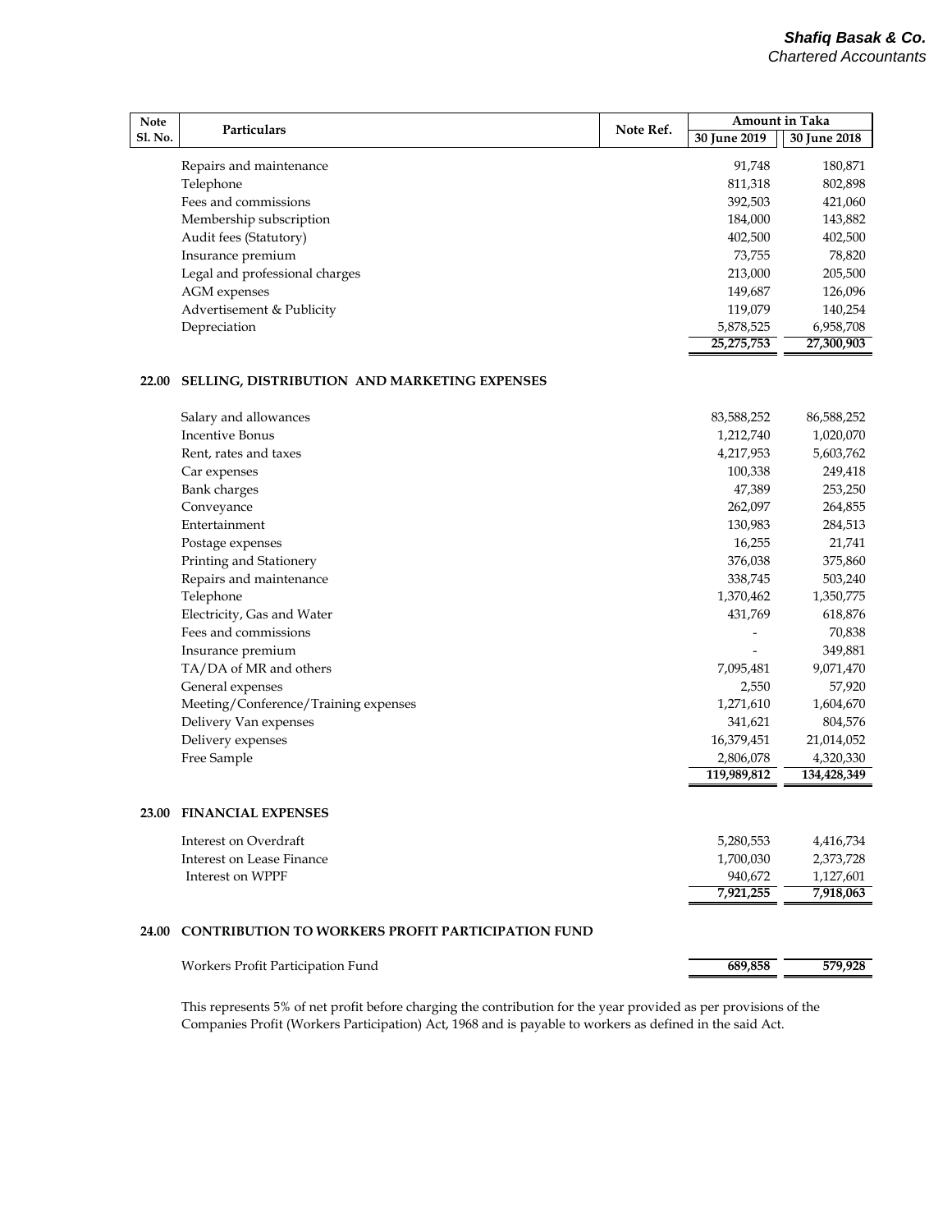| Note Sl. No. | Particulars | Note Ref. | Amount in Taka | |
|---|---|---|---|---|
| | | | 30 June 2019 | 30 June 2018 |
| | Repairs and maintenance | | 91,748 | 180,871 |
| | Telephone | | 811,318 | 802,898 |
| | Fees and commissions | | 392,503 | 421,060 |
| | Membership subscription | | 184,000 | 143,882 |
| | Audit fees (Statutory) | | 402,500 | 402,500 |
| | Insurance premium | | 73,755 | 78,820 |
| | Legal and professional charges | | 213,000 | 205,500 |
| | AGM expenses | | 149,687 | 126,096 |
| | Advertisement & Publicity | | 119,079 | 140,254 |
| | Depreciation | | 5,878,525 | 6,958,708 |
| | | | **25,275,753** | **27,300,903** |
| **22.00** | **SELLING, DISTRIBUTION AND MARKETING EXPENSES** | | | |
| | Salary and allowances | | 83,588,252 | 86,588,252 |
| | Incentive Bonus | | 1,212,740 | 1,020,070 |
| | Rent, rates and taxes | | 4,217,953 | 5,603,762 |
| | Car expenses | | 100,338 | 249,418 |
| | Bank charges | | 47,389 | 253,250 |
| | Conveyance | | 262,097 | 264,855 |
| | Entertainment | | 130,983 | 284,513 |
| | Postage expenses | | 16,255 | 21,741 |
| | Printing and Stationery | | 376,038 | 375,860 |
| | Repairs and maintenance | | 338,745 | 503,240 |
| | Telephone | | 1,370,462 | 1,350,775 |
| | Electricity, Gas and Water | | 431,769 | 618,876 |
| | Fees and commissions | | - | 70,838 |
| | Insurance premium | | - | 349,881 |
| | TA/DA of MR and others | | 7,095,481 | 9,071,470 |
| | General expenses | | 2,550 | 57,920 |
| | Meeting/Conference/Training expenses | | 1,271,610 | 1,604,670 |
| | Delivery Van expenses | | 341,621 | 804,576 |
| | Delivery expenses | | 16,379,451 | 21,014,052 |
| | Free Sample | | 2,806,078 | 4,320,330 |
| | | | **119,989,812** | **134,428,349** |
| **23.00** | **FINANCIAL EXPENSES** | | | |
| | Interest on Overdraft | | 5,280,553 | 4,416,734 |
| | Interest on Lease Finance | | 1,700,030 | 2,373,728 |
| | Interest on WPPF | | 940,672 | 1,127,601 |
| | | | **7,921,255** | **7,918,063** |
| **24.00** | **CONTRIBUTION TO WORKERS PROFIT PARTICIPATION FUND** | | | |
| | Workers Profit Participation Fund | | **689,858** | **579,928** |

This represents 5% of net profit before charging the contribution for the year provided as per provisions of the Companies Profit (Workers Participation) Act, 1968 and is payable to workers as defined in the said Act.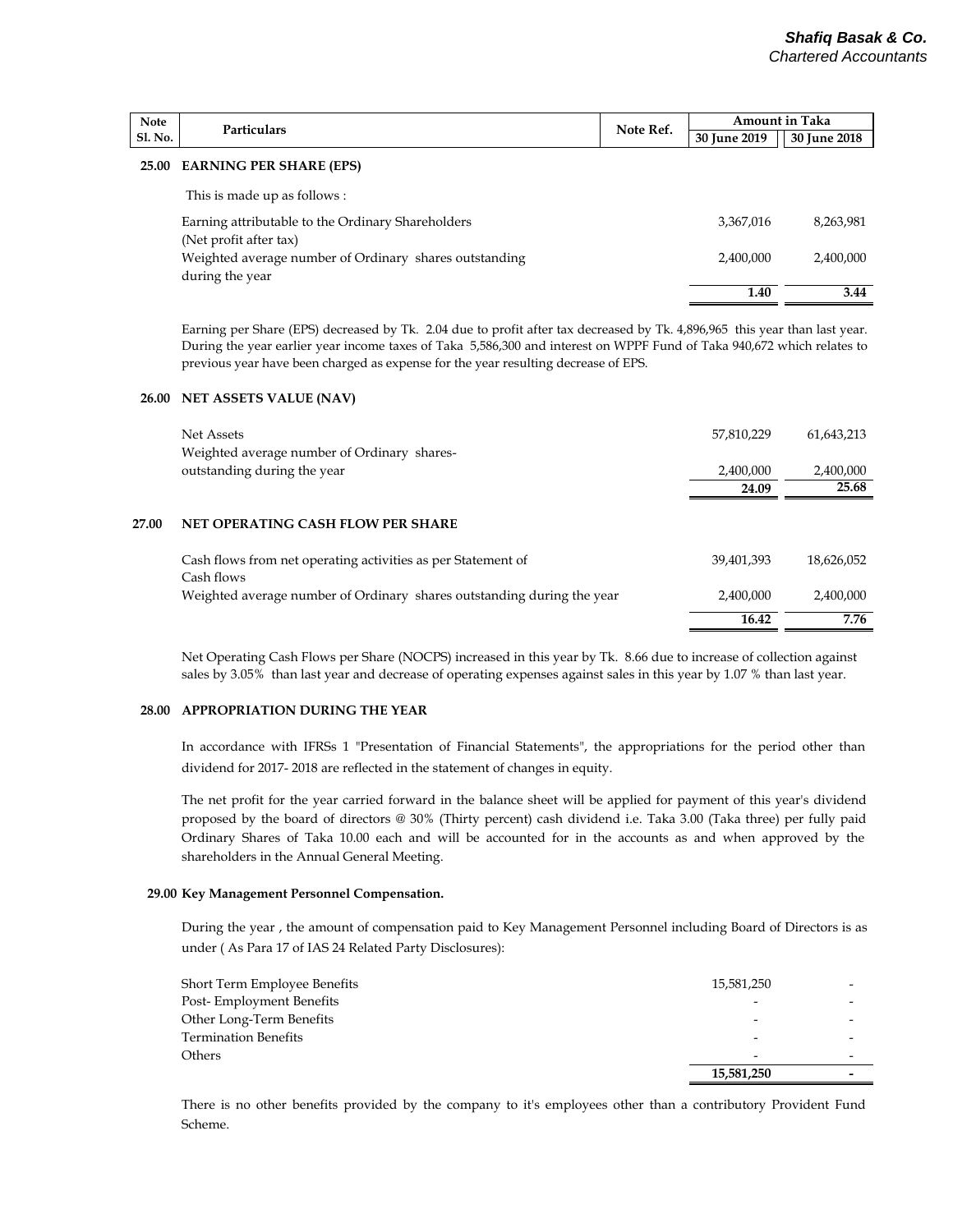| Note Sl. No. | Particulars | Note Ref. | Amount in Taka | |
|---|---|---|---|---|
| | | | 30 June 2019 | 30 June 2018 |
| **25.00** | **EARNING PER SHARE (EPS)** | | | |
| | This is made up as follows : | | | |
| | Earning attributable to the Ordinary Shareholders (Net profit after tax) | | 3,367,016 | 8,263,981 |
| | Weighted average number of Ordinary shares outstanding during the year | | 2,400,000 | 2,400,000 |
| | | | **1.40** | **3.44** |

Earning per Share (EPS) decreased by Tk. 2.04 due to profit after tax decreased by Tk. 4,896,965 this year than last year. During the year earlier year income taxes of Taka 5,586,300 and interest on WPPF Fund of Taka 940,672 which relates to previous year have been charged as expense for the year resulting decrease of EPS.

| | | | 30 June 2019 | 30 June 2018 |
|---|---|---|---|---|
| **26.00** | **NET ASSETS VALUE (NAV)** | | | |
| | Net Assets | | 57,810,229 | 61,643,213 |
| | Weighted average number of Ordinary shares-outstanding during the year | | 2,400,000 | 2,400,000 |
| | | | **24.09** | **25.68** |
| **27.00** | **NET OPERATING CASH FLOW PER SHARE** | | | |
| | Cash flows from net operating activities as per Statement of Cash flows | | 39,401,393 | 18,626,052 |
| | Weighted average number of Ordinary shares outstanding during the year | | 2,400,000 | 2,400,000 |
| | | | **16.42** | **7.76** |

Net Operating Cash Flows per Share (NOCPS) increased in this year by Tk. 8.66 due to increase of collection against sales by 3.05% than last year and decrease of operating expenses against sales in this year by 1.07 % than last year.

**28.00 APPROPRIATION DURING THE YEAR**

In accordance with IFRSs 1 "Presentation of Financial Statements", the appropriations for the period other than dividend for 2017- 2018 are reflected in the statement of changes in equity.

The net profit for the year carried forward in the balance sheet will be applied for payment of this year's dividend proposed by the board of directors @ 30% (Thirty percent) cash dividend i.e. Taka 3.00 (Taka three) per fully paid Ordinary Shares of Taka 10.00 each and will be accounted for in the accounts as and when approved by the shareholders in the Annual General Meeting.

**29.00 Key Management Personnel Compensation.**

During the year , the amount of compensation paid to Key Management Personnel including Board of Directors is as under ( As Para 17 of IAS 24 Related Party Disclosures):

| | 30 June 2019 | 30 June 2018 |
|---|---|---|
| Short Term Employee Benefits | 15,581,250 | - |
| Post- Employment Benefits | - | - |
| Other Long-Term Benefits | - | - |
| Termination Benefits | - | - |
| Others | - | - |
| | **15,581,250** | **-** |

There is no other benefits provided by the company to it's employees other than a contributory Provident Fund Scheme.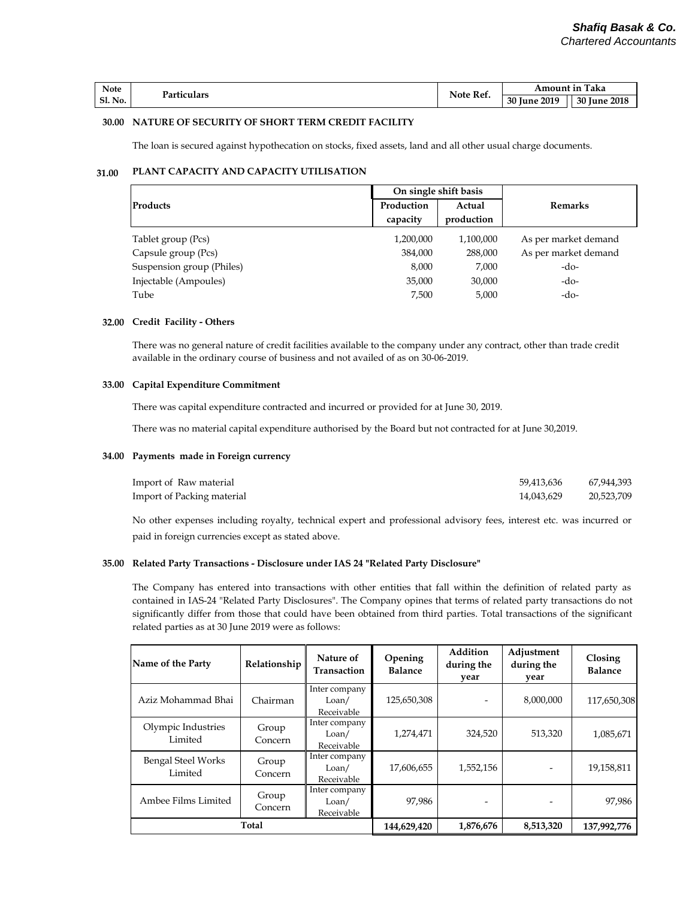| Note Sl. No. | Particulars | Note Ref. | Amount in Taka | |
|---|---|---|---|---|
| | | | 30 June 2019 | 30 June 2018 |

**30.00 NATURE OF SECURITY OF SHORT TERM CREDIT FACILITY**

The loan is secured against hypothecation on stocks, fixed assets, land and all other usual charge documents.

**31.00 PLANT CAPACITY AND CAPACITY UTILISATION**

| Products | On single shift basis | | Remarks |
|---|---|---|---|
| | Production capacity | Actual production | |
| Tablet group (Pcs) | 1,200,000 | 1,100,000 | As per market demand |
| Capsule group (Pcs) | 384,000 | 288,000 | As per market demand |
| Suspension group (Philes) | 8,000 | 7,000 | -do- |
| Injectable (Ampoules) | 35,000 | 30,000 | -do- |
| Tube | 7,500 | 5,000 | -do- |

**32.00 Credit Facility - Others**

There was no general nature of credit facilities available to the company under any contract, other than trade credit available in the ordinary course of business and not availed of as on 30-06-2019.

**33.00 Capital Expenditure Commitment**

There was capital expenditure contracted and incurred or provided for at June 30, 2019.

There was no material capital expenditure authorised by the Board but not contracted for at June 30,2019.

**34.00 Payments made in Foreign currency**

| | 30 June 2019 | 30 June 2018 |
|---|---|---|
| Import of Raw material | 59,413,636 | 67,944,393 |
| Import of Packing material | 14,043,629 | 20,523,709 |

No other expenses including royalty, technical expert and professional advisory fees, interest etc. was incurred or paid in foreign currencies except as stated above.

**35.00 Related Party Transactions - Disclosure under IAS 24 "Related Party Disclosure"**

The Company has entered into transactions with other entities that fall within the definition of related party as contained in IAS-24 "Related Party Disclosures". The Company opines that terms of related party transactions do not significantly differ from those that could have been obtained from third parties. Total transactions of the significant related parties as at 30 June 2019 were as follows:

| Name of the Party | Relationship | Nature of Transaction | Opening Balance | Addition during the year | Adjustment during the year | Closing Balance |
|---|---|---|---|---|---|---|
| Aziz Mohammad Bhai | Chairman | Inter company Loan/ Receivable | 125,650,308 | - | 8,000,000 | 117,650,308 |
| Olympic Industries Limited | Group Concern | Inter company Loan/ Receivable | 1,274,471 | 324,520 | 513,320 | 1,085,671 |
| Bengal Steel Works Limited | Group Concern | Inter company Loan/ Receivable | 17,606,655 | 1,552,156 | - | 19,158,811 |
| Ambee Films Limited | Group Concern | Inter company Loan/ Receivable | 97,986 | - | - | 97,986 |
| **Total** | | | **144,629,420** | **1,876,676** | **8,513,320** | **137,992,776** |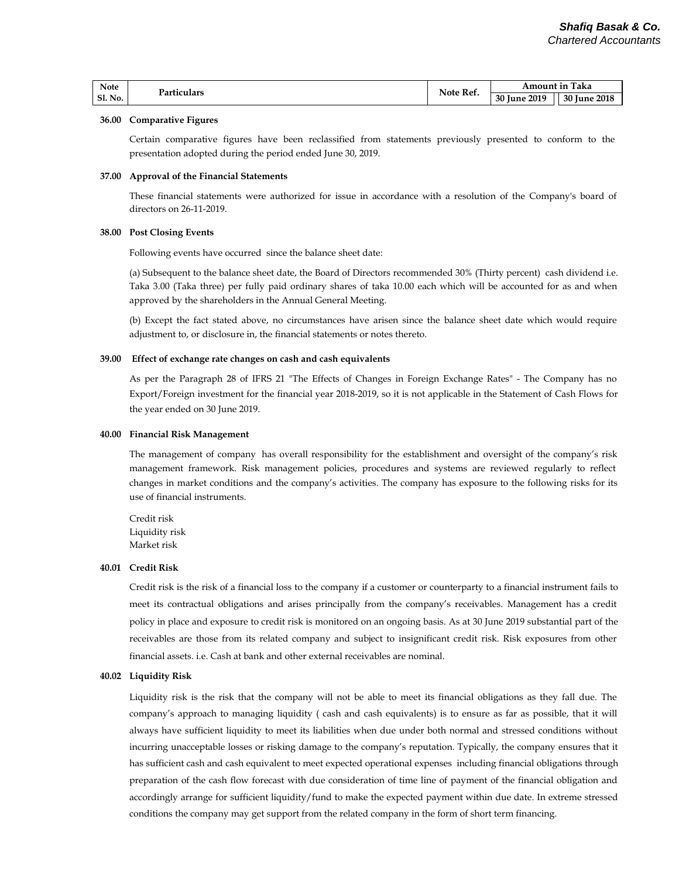| Note Sl. No. | Particulars | Note Ref. | Amount in Taka | |
|---|---|---|---|---|
| | | | 30 June 2019 | 30 June 2018 |

**36.00 Comparative Figures**

Certain comparative figures have been reclassified from statements previously presented to conform to the presentation adopted during the period ended June 30, 2019.

**37.00 Approval of the Financial Statements**

These financial statements were authorized for issue in accordance with a resolution of the Company's board of directors on 26-11-2019.

**38.00 Post Closing Events**

Following events have occurred since the balance sheet date:

(a) Subsequent to the balance sheet date, the Board of Directors recommended 30% (Thirty percent) cash dividend i.e. Taka 3.00 (Taka three) per fully paid ordinary shares of taka 10.00 each which will be accounted for as and when approved by the shareholders in the Annual General Meeting.

(b) Except the fact stated above, no circumstances have arisen since the balance sheet date which would require adjustment to, or disclosure in, the financial statements or notes thereto.

**39.00 Effect of exchange rate changes on cash and cash equivalents**

As per the Paragraph 28 of IFRS 21 "The Effects of Changes in Foreign Exchange Rates" - The Company has no Export/Foreign investment for the financial year 2018-2019, so it is not applicable in the Statement of Cash Flows for the year ended on 30 June 2019.

**40.00 Financial Risk Management**

The management of company has overall responsibility for the establishment and oversight of the company's risk management framework. Risk management policies, procedures and systems are reviewed regularly to reflect changes in market conditions and the company's activities. The company has exposure to the following risks for its use of financial instruments.

Credit risk
Liquidity risk
Market risk

**40.01 Credit Risk**

Credit risk is the risk of a financial loss to the company if a customer or counterparty to a financial instrument fails to meet its contractual obligations and arises principally from the company's receivables. Management has a credit policy in place and exposure to credit risk is monitored on an ongoing basis. As at 30 June 2019 substantial part of the receivables are those from its related company and subject to insignificant credit risk. Risk exposures from other financial assets. i.e. Cash at bank and other external receivables are nominal.

**40.02 Liquidity Risk**

Liquidity risk is the risk that the company will not be able to meet its financial obligations as they fall due. The company's approach to managing liquidity ( cash and cash equivalents) is to ensure as far as possible, that it will always have sufficient liquidity to meet its liabilities when due under both normal and stressed conditions without incurring unacceptable losses or risking damage to the company's reputation. Typically, the company ensures that it has sufficient cash and cash equivalent to meet expected operational expenses including financial obligations through preparation of the cash flow forecast with due consideration of time line of payment of the financial obligation and accordingly arrange for sufficient liquidity/fund to make the expected payment within due date. In extreme stressed conditions the company may get support from the related company in the form of short term financing.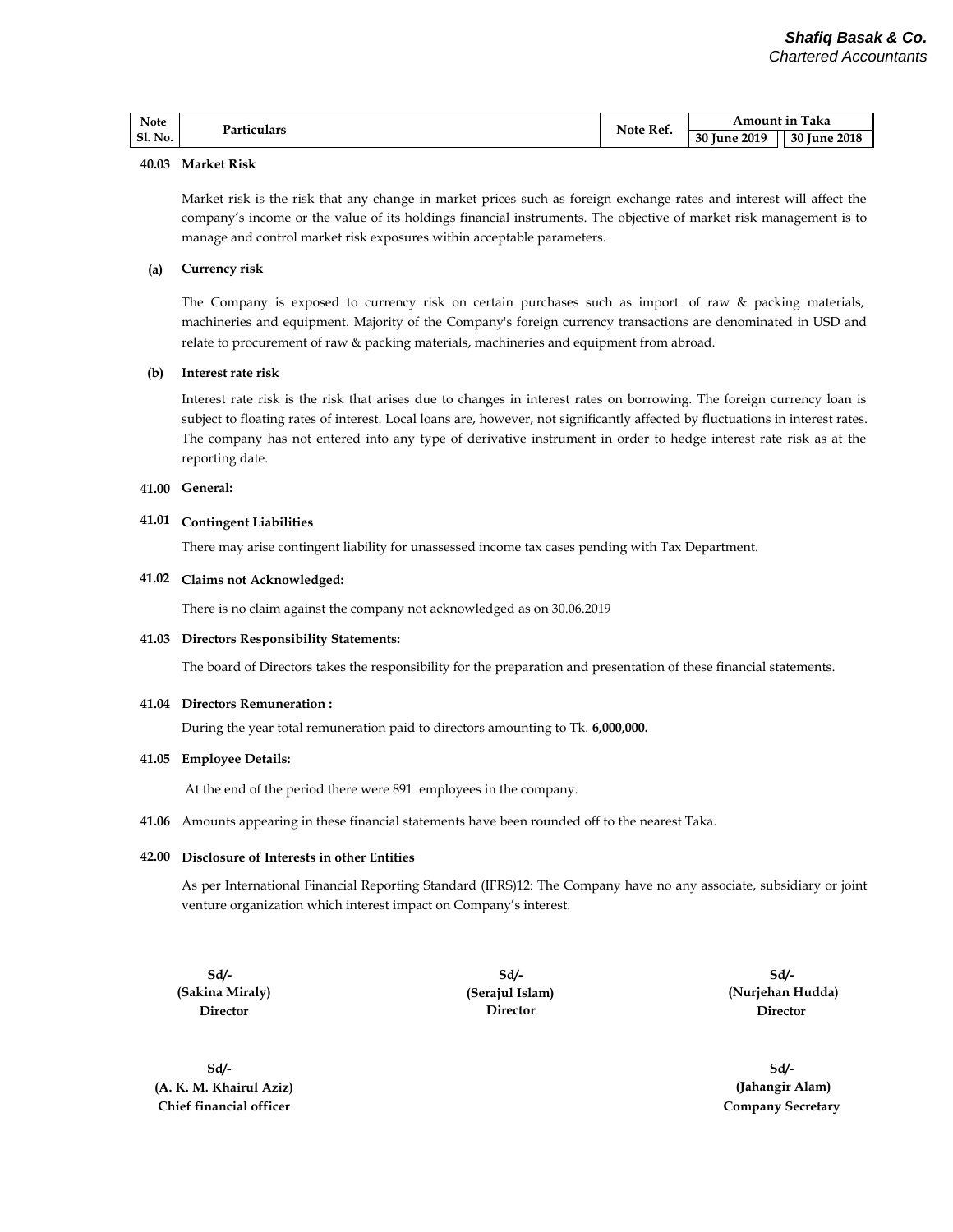| Note Sl. No. | Particulars | Note Ref. | Amount in Taka | |
|---|---|---|---|---|
| | | | 30 June 2019 | 30 June 2018 |

**40.03 Market Risk**

Market risk is the risk that any change in market prices such as foreign exchange rates and interest will affect the company's income or the value of its holdings financial instruments. The objective of market risk management is to manage and control market risk exposures within acceptable parameters.

**(a) Currency risk**

The Company is exposed to currency risk on certain purchases such as import of raw & packing materials, machineries and equipment. Majority of the Company's foreign currency transactions are denominated in USD and relate to procurement of raw & packing materials, machineries and equipment from abroad.

**(b) Interest rate risk**

Interest rate risk is the risk that arises due to changes in interest rates on borrowing. The foreign currency loan is subject to floating rates of interest. Local loans are, however, not significantly affected by fluctuations in interest rates. The company has not entered into any type of derivative instrument in order to hedge interest rate risk as at the reporting date.

**41.00 General:**

**41.01 Contingent Liabilities**

There may arise contingent liability for unassessed income tax cases pending with Tax Department.

**41.02 Claims not Acknowledged:**

There is no claim against the company not acknowledged as on 30.06.2019

**41.03 Directors Responsibility Statements:**

The board of Directors takes the responsibility for the preparation and presentation of these financial statements.

**41.04 Directors Remuneration :**

During the year total remuneration paid to directors amounting to Tk. **6,000,000.**

**41.05 Employee Details:**

At the end of the period there were 891 employees in the company.

**41.06** Amounts appearing in these financial statements have been rounded off to the nearest Taka.

**42.00 Disclosure of Interests in other Entities**

As per International Financial Reporting Standard (IFRS)12: The Company have no any associate, subsidiary or joint venture organization which interest impact on Company's interest.

| | | |
|---|---|---|
| **Sd/-**<br>**(Sakina Miraly)**<br>**Director** | **Sd/-**<br>**(Serajul Islam)**<br>**Director** | **Sd/-**<br>**(Nurjehan Hudda)**<br>**Director** |
| **Sd/-**<br>**(A. K. M. Khairul Aziz)**<br>**Chief financial officer** | | **Sd/-**<br>**(Jahangir Alam)**<br>**Company Secretary** |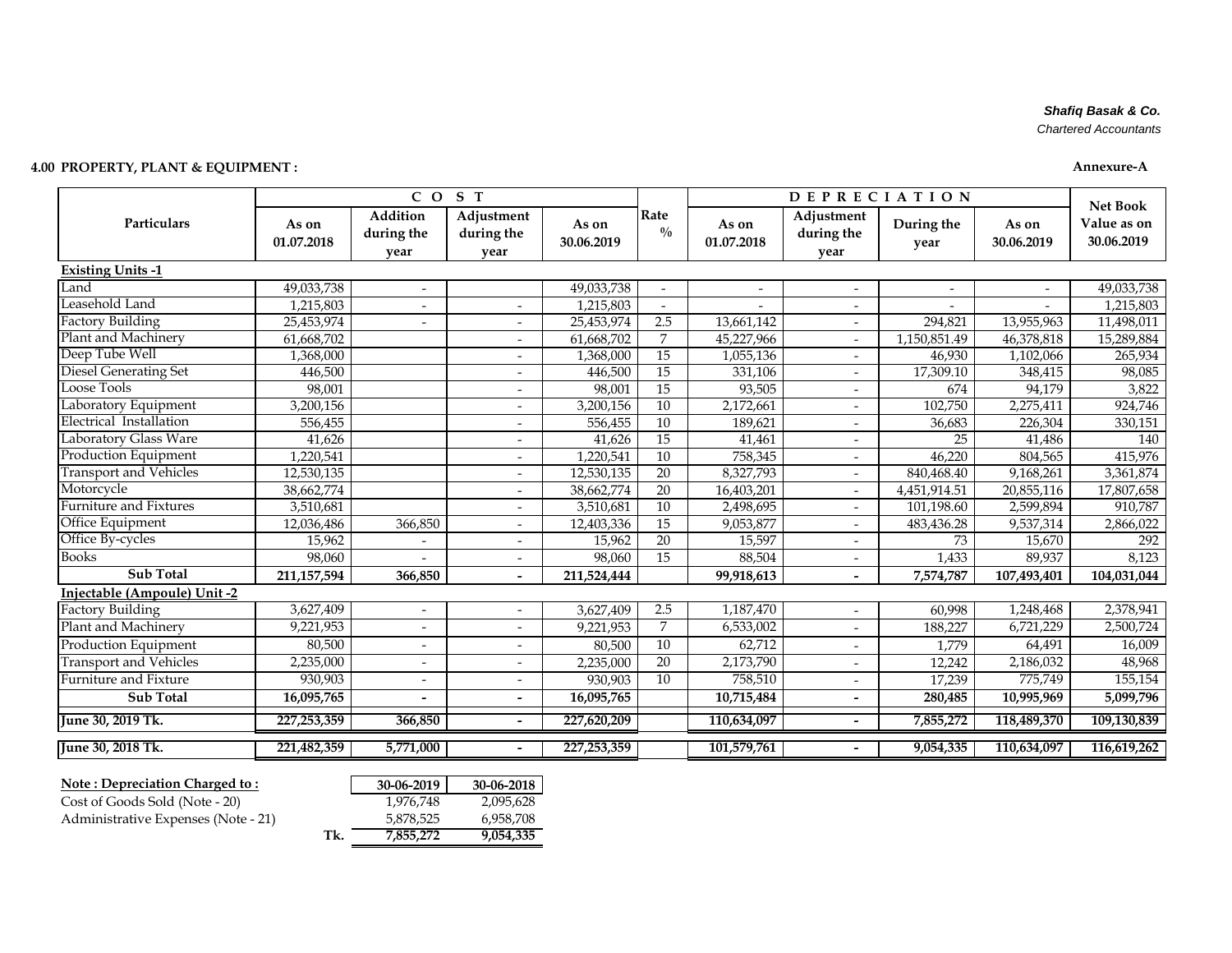*Shafiq Basak & Co.*
*Chartered Accountants*

**4.00 PROPERTY, PLANT & EQUIPMENT :**

**Annexure-A**

| Particulars | COST | | | | Rate % | DEPRECIATION | | | | Net Book Value as on 30.06.2019 |
|---|---|---|---|---|---|---|---|---|---|---|
| | As on 01.07.2018 | Addition during the year | Adjustment during the year | As on 30.06.2019 | | As on 01.07.2018 | Adjustment during the year | During the year | As on 30.06.2019 | |
| **Existing Units -1** | | | | | | | | | | |
| Land | 49,033,738 | - | | 49,033,738 | - | - | - | - | - | 49,033,738 |
| Leasehold Land | 1,215,803 | - | - | 1,215,803 | - | - | - | - | - | 1,215,803 |
| Factory Building | 25,453,974 | - | - | 25,453,974 | 2.5 | 13,661,142 | - | 294,821 | 13,955,963 | 11,498,011 |
| Plant and Machinery | 61,668,702 | | - | 61,668,702 | 7 | 45,227,966 | - | 1,150,851.49 | 46,378,818 | 15,289,884 |
| Deep Tube Well | 1,368,000 | | - | 1,368,000 | 15 | 1,055,136 | - | 46,930 | 1,102,066 | 265,934 |
| Diesel Generating Set | 446,500 | | - | 446,500 | 15 | 331,106 | - | 17,309.10 | 348,415 | 98,085 |
| Loose Tools | 98,001 | | - | 98,001 | 15 | 93,505 | - | 674 | 94,179 | 3,822 |
| Laboratory Equipment | 3,200,156 | | - | 3,200,156 | 10 | 2,172,661 | - | 102,750 | 2,275,411 | 924,746 |
| Electrical Installation | 556,455 | | - | 556,455 | 10 | 189,621 | - | 36,683 | 226,304 | 330,151 |
| Laboratory Glass Ware | 41,626 | | - | 41,626 | 15 | 41,461 | - | 25 | 41,486 | 140 |
| Production Equipment | 1,220,541 | | - | 1,220,541 | 10 | 758,345 | - | 46,220 | 804,565 | 415,976 |
| Transport and Vehicles | 12,530,135 | | - | 12,530,135 | 20 | 8,327,793 | - | 840,468.40 | 9,168,261 | 3,361,874 |
| Motorcycle | 38,662,774 | | - | 38,662,774 | 20 | 16,403,201 | - | 4,451,914.51 | 20,855,116 | 17,807,658 |
| Furniture and Fixtures | 3,510,681 | | - | 3,510,681 | 10 | 2,498,695 | - | 101,198.60 | 2,599,894 | 910,787 |
| Office Equipment | 12,036,486 | 366,850 | - | 12,403,336 | 15 | 9,053,877 | - | 483,436.28 | 9,537,314 | 2,866,022 |
| Office By-cycles | 15,962 | - | - | 15,962 | 20 | 15,597 | - | 73 | 15,670 | 292 |
| Books | 98,060 | - | - | 98,060 | 15 | 88,504 | - | 1,433 | 89,937 | 8,123 |
| **Sub Total** | **211,157,594** | **366,850** | **-** | **211,524,444** | | **99,918,613** | **-** | **7,574,787** | **107,493,401** | **104,031,044** |
| **Injectable (Ampoule) Unit -2** | | | | | | | | | | |
| Factory Building | 3,627,409 | - | - | 3,627,409 | 2.5 | 1,187,470 | - | 60,998 | 1,248,468 | 2,378,941 |
| Plant and Machinery | 9,221,953 | - | - | 9,221,953 | 7 | 6,533,002 | - | 188,227 | 6,721,229 | 2,500,724 |
| Production Equipment | 80,500 | - | - | 80,500 | 10 | 62,712 | - | 1,779 | 64,491 | 16,009 |
| Transport and Vehicles | 2,235,000 | - | - | 2,235,000 | 20 | 2,173,790 | - | 12,242 | 2,186,032 | 48,968 |
| Furniture and Fixture | 930,903 | - | - | 930,903 | 10 | 758,510 | - | 17,239 | 775,749 | 155,154 |
| **Sub Total** | **16,095,765** | **-** | **-** | **16,095,765** | | **10,715,484** | **-** | **280,485** | **10,995,969** | **5,099,796** |
| **June 30, 2019 Tk.** | **227,253,359** | **366,850** | **-** | **227,620,209** | | **110,634,097** | **-** | **7,855,272** | **118,489,370** | **109,130,839** |
| **June 30, 2018 Tk.** | **221,482,359** | **5,771,000** | **-** | **227,253,359** | | **101,579,761** | **-** | **9,054,335** | **110,634,097** | **116,619,262** |

| **Note : Depreciation Charged to :** | **30-06-2019** | **30-06-2018** |
|---|---|---|
| Cost of Goods Sold (Note - 20) | 1,976,748 | 2,095,628 |
| Administrative Expenses (Note - 21) | 5,878,525 | 6,958,708 |
| **Tk.** | **7,855,272** | **9,054,335** |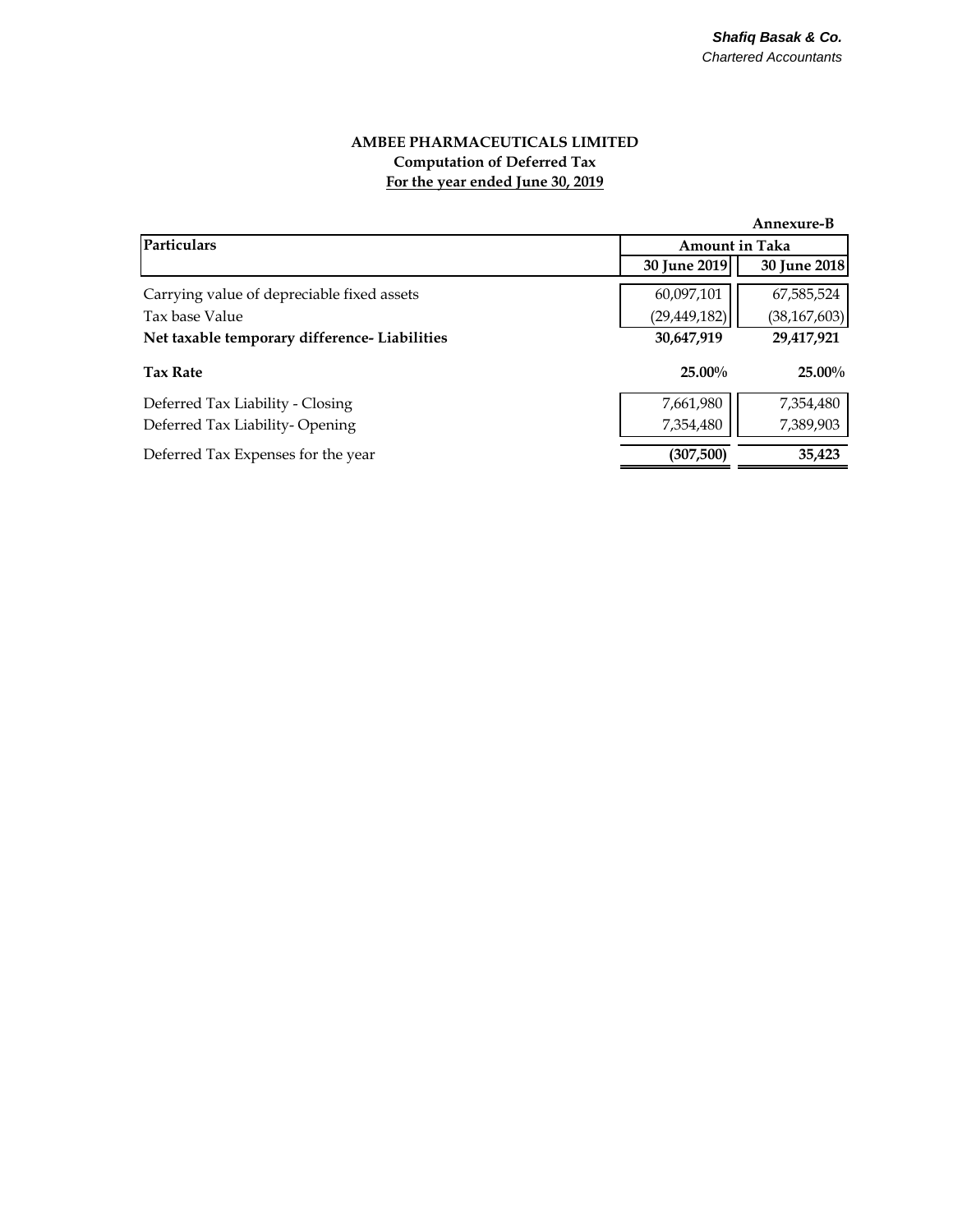**Shafiq Basak & Co.**
*Chartered Accountants*

# AMBEE PHARMACEUTICALS LIMITED

## Computation of Deferred Tax

### For the year ended June 30, 2019

**Annexure-B**

| Particulars | Amount in Taka | |
|---|---|---|
| | **30 June 2019** | **30 June 2018** |
| Carrying value of depreciable fixed assets | 60,097,101 | 67,585,524 |
| Tax base Value | (29,449,182) | (38,167,603) |
| **Net taxable temporary difference- Liabilities** | **30,647,919** | **29,417,921** |
| **Tax Rate** | **25.00%** | **25.00%** |
| Deferred Tax Liability - Closing | 7,661,980 | 7,354,480 |
| Deferred Tax Liability- Opening | 7,354,480 | 7,389,903 |
| Deferred Tax Expenses for the year | **(307,500)** | **35,423** |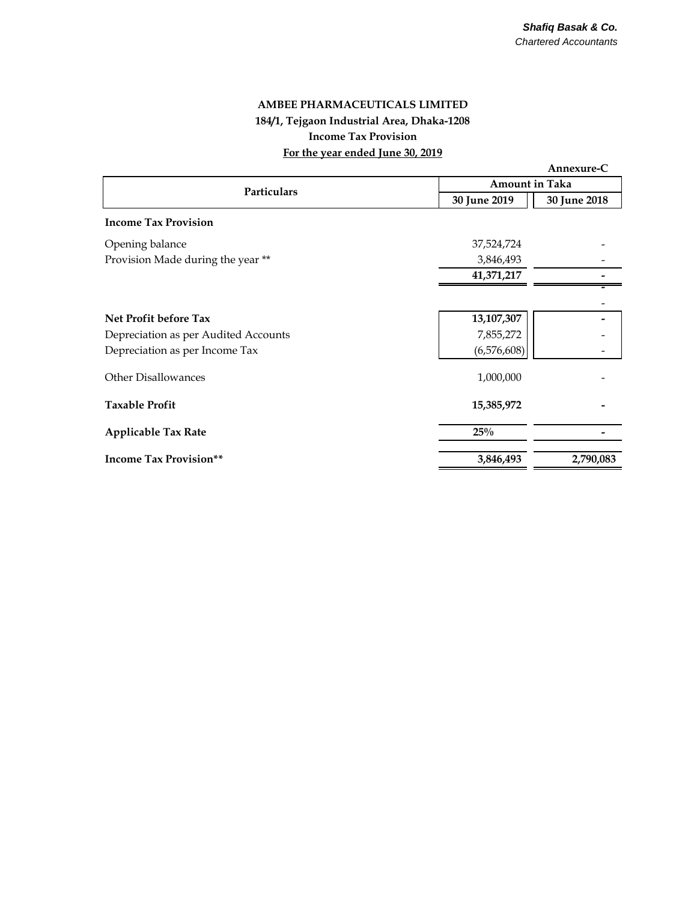**Shafiq Basak & Co.**
*Chartered Accountants*

**AMBEE PHARMACEUTICALS LIMITED**
**184/1, Tejgaon Industrial Area, Dhaka-1208**
**Income Tax Provision**
**For the year ended June 30, 2019**

**Annexure-C**

| Particulars | Amount in Taka | |
|---|---|---|
| | **30 June 2019** | **30 June 2018** |
| **Income Tax Provision** | | |
| Opening balance | 37,524,724 | - |
| Provision Made during the year ** | 3,846,493 | - |
| | **41,371,217** | - |
| | | - |
| | | - |
| **Net Profit before Tax** | **13,107,307** | - |
| Depreciation as per Audited Accounts | 7,855,272 | - |
| Depreciation as per Income Tax | (6,576,608) | - |
| Other Disallowances | 1,000,000 | - |
| **Taxable Profit** | **15,385,972** | - |
| **Applicable Tax Rate** | **25%** | - |
| **Income Tax Provision**** | **3,846,493** | **2,790,083** |